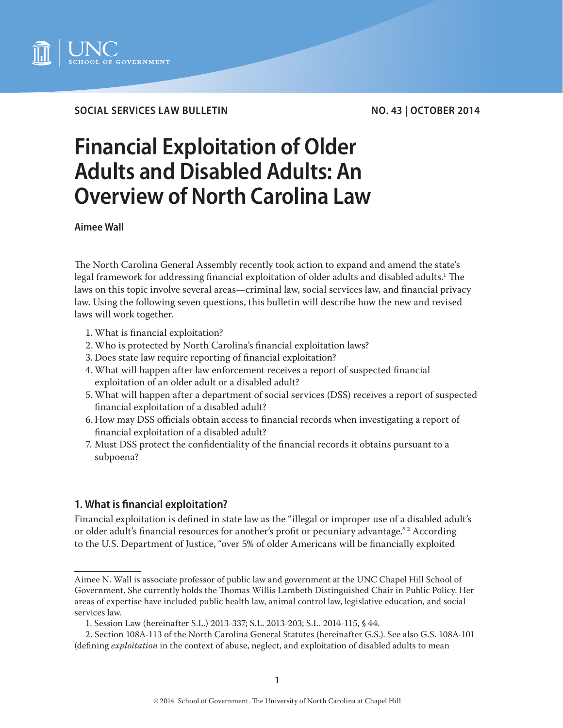SOCIAL SERVICES LAW BULLETIN

NO. 43 | OCTOBER 2014

# Financial Exploitation of Older Adults and Disabled Adults: An Overview of North Carolina Law

**Aimee Wall**

The North Carolina General Assembly recently took action to expand and amend the state's legal framework for addressing financial exploitation of older adults and disabled adults.[1] The laws on this topic involve several areas—criminal law, social services law, and financial privacy law. Using the following seven questions, this bulletin will describe how the new and revised laws will work together.

1. What is financial exploitation?
2. Who is protected by North Carolina's financial exploitation laws?
3. Does state law require reporting of financial exploitation?
4. What will happen after law enforcement receives a report of suspected financial exploitation of an older adult or a disabled adult?
5. What will happen after a department of social services (DSS) receives a report of suspected financial exploitation of a disabled adult?
6. How may DSS officials obtain access to financial records when investigating a report of financial exploitation of a disabled adult?
7. Must DSS protect the confidentiality of the financial records it obtains pursuant to a subpoena?

## 1. What is financial exploitation?

Financial exploitation is defined in state law as the "illegal or improper use of a disabled adult's or older adult's financial resources for another's profit or pecuniary advantage."[2] According to the U.S. Department of Justice, "over 5% of older Americans will be financially exploited

---

Aimee N. Wall is associate professor of public law and government at the UNC Chapel Hill School of Government. She currently holds the Thomas Willis Lambeth Distinguished Chair in Public Policy. Her areas of expertise have included public health law, animal control law, legislative education, and social services law.

1. Session Law (hereinafter S.L.) 2013-337; S.L. 2013-203; S.L. 2014-115, § 44.

2. Section 108A-113 of the North Carolina General Statutes (hereinafter G.S.). See also G.S. 108A-101 (defining *exploitation* in the context of abuse, neglect, and exploitation of disabled adults to mean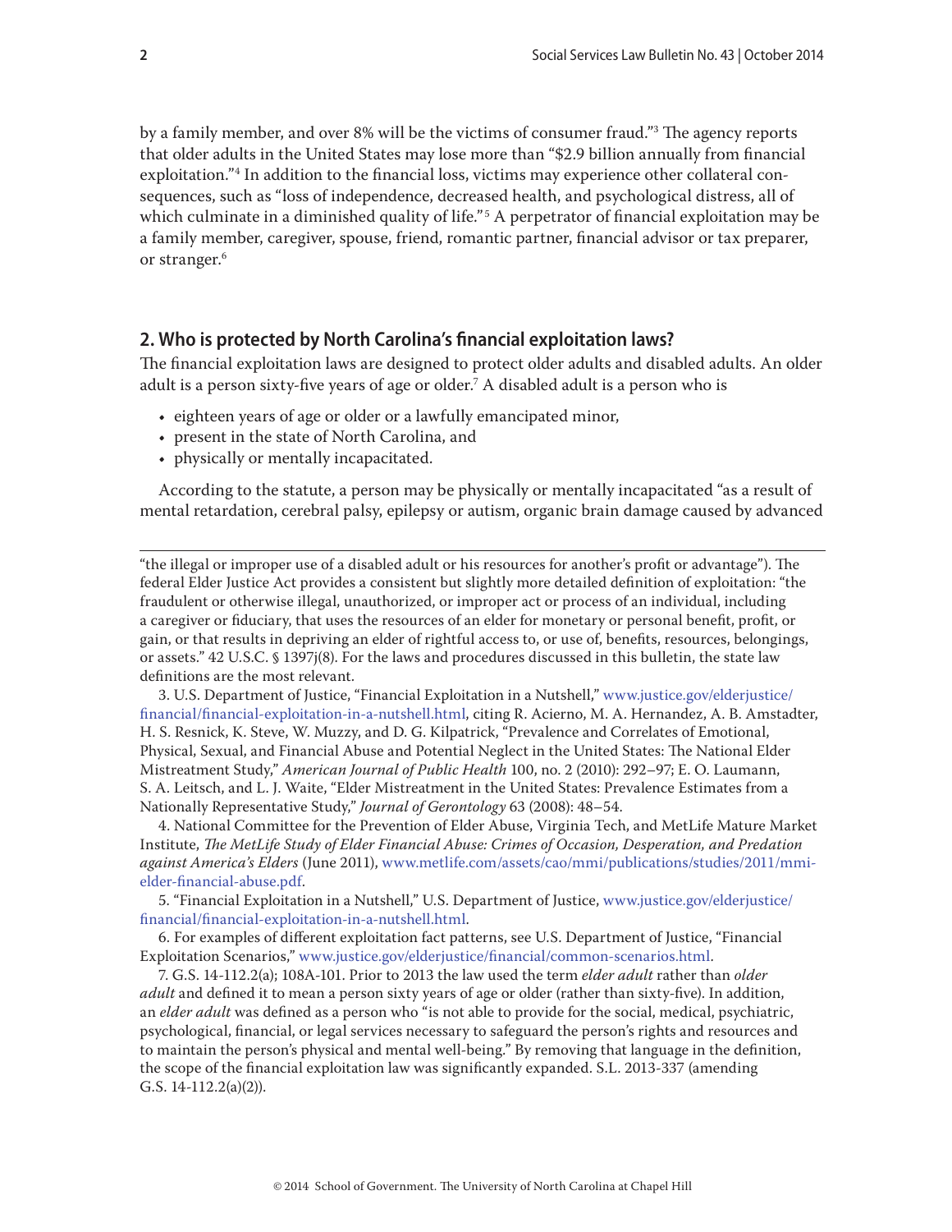by a family member, and over 8% will be the victims of consumer fraud."[3] The agency reports that older adults in the United States may lose more than "$2.9 billion annually from financial exploitation."[4] In addition to the financial loss, victims may experience other collateral consequences, such as "loss of independence, decreased health, and psychological distress, all of which culminate in a diminished quality of life."[5] A perpetrator of financial exploitation may be a family member, caregiver, spouse, friend, romantic partner, financial advisor or tax preparer, or stranger.[6]

## 2. Who is protected by North Carolina's financial exploitation laws?

The financial exploitation laws are designed to protect older adults and disabled adults. An older adult is a person sixty-five years of age or older.[7] A disabled adult is a person who is

- eighteen years of age or older or a lawfully emancipated minor,
- present in the state of North Carolina, and
- physically or mentally incapacitated.

According to the statute, a person may be physically or mentally incapacitated "as a result of mental retardation, cerebral palsy, epilepsy or autism, organic brain damage caused by advanced

---

"the illegal or improper use of a disabled adult or his resources for another's profit or advantage"). The federal Elder Justice Act provides a consistent but slightly more detailed definition of exploitation: "the fraudulent or otherwise illegal, unauthorized, or improper act or process of an individual, including a caregiver or fiduciary, that uses the resources of an elder for monetary or personal benefit, profit, or gain, or that results in depriving an elder of rightful access to, or use of, benefits, resources, belongings, or assets." 42 U.S.C. § 1397j(8). For the laws and procedures discussed in this bulletin, the state law definitions are the most relevant.

3. U.S. Department of Justice, "Financial Exploitation in a Nutshell," www.justice.gov/elderjustice/financial/financial-exploitation-in-a-nutshell.html, citing R. Acierno, M. A. Hernandez, A. B. Amstadter, H. S. Resnick, K. Steve, W. Muzzy, and D. G. Kilpatrick, "Prevalence and Correlates of Emotional, Physical, Sexual, and Financial Abuse and Potential Neglect in the United States: The National Elder Mistreatment Study," *American Journal of Public Health* 100, no. 2 (2010): 292–97; E. O. Laumann, S. A. Leitsch, and L. J. Waite, "Elder Mistreatment in the United States: Prevalence Estimates from a Nationally Representative Study," *Journal of Gerontology* 63 (2008): 48–54.

4. National Committee for the Prevention of Elder Abuse, Virginia Tech, and MetLife Mature Market Institute, *The MetLife Study of Elder Financial Abuse: Crimes of Occasion, Desperation, and Predation against America's Elders* (June 2011), www.metlife.com/assets/cao/mmi/publications/studies/2011/mmi-elder-financial-abuse.pdf.

5. "Financial Exploitation in a Nutshell," U.S. Department of Justice, www.justice.gov/elderjustice/financial/financial-exploitation-in-a-nutshell.html.

6. For examples of different exploitation fact patterns, see U.S. Department of Justice, "Financial Exploitation Scenarios," www.justice.gov/elderjustice/financial/common-scenarios.html.

7. G.S. 14-112.2(a); 108A-101. Prior to 2013 the law used the term *elder adult* rather than *older adult* and defined it to mean a person sixty years of age or older (rather than sixty-five). In addition, an *elder adult* was defined as a person who "is not able to provide for the social, medical, psychiatric, psychological, financial, or legal services necessary to safeguard the person's rights and resources and to maintain the person's physical and mental well-being." By removing that language in the definition, the scope of the financial exploitation law was significantly expanded. S.L. 2013-337 (amending G.S. 14-112.2(a)(2)).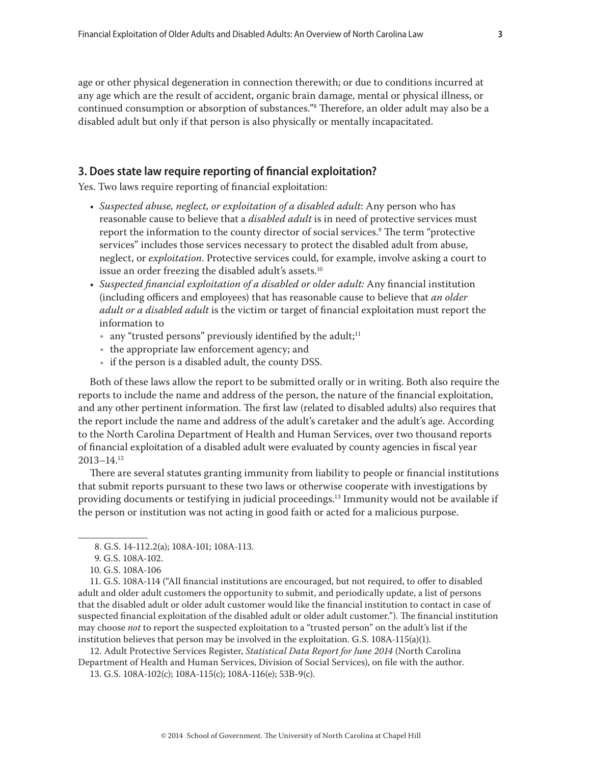age or other physical degeneration in connection therewith; or due to conditions incurred at any age which are the result of accident, organic brain damage, mental or physical illness, or continued consumption or absorption of substances."[8] Therefore, an older adult may also be a disabled adult but only if that person is also physically or mentally incapacitated.

## 3. Does state law require reporting of financial exploitation?

Yes. Two laws require reporting of financial exploitation:

- *Suspected abuse, neglect, or exploitation of a disabled adult*: Any person who has reasonable cause to believe that a *disabled adult* is in need of protective services must report the information to the county director of social services.[9] The term "protective services" includes those services necessary to protect the disabled adult from abuse, neglect, or *exploitation*. Protective services could, for example, involve asking a court to issue an order freezing the disabled adult's assets.[10]
- *Suspected financial exploitation of a disabled or older adult:* Any financial institution (including officers and employees) that has reasonable cause to believe that *an older adult or a disabled adult* is the victim or target of financial exploitation must report the information to
  - any "trusted persons" previously identified by the adult;[11]
  - the appropriate law enforcement agency; and
  - if the person is a disabled adult, the county DSS.

Both of these laws allow the report to be submitted orally or in writing. Both also require the reports to include the name and address of the person, the nature of the financial exploitation, and any other pertinent information. The first law (related to disabled adults) also requires that the report include the name and address of the adult's caretaker and the adult's age. According to the North Carolina Department of Health and Human Services, over two thousand reports of financial exploitation of a disabled adult were evaluated by county agencies in fiscal year 2013–14.[12]

There are several statutes granting immunity from liability to people or financial institutions that submit reports pursuant to these two laws or otherwise cooperate with investigations by providing documents or testifying in judicial proceedings.[13] Immunity would not be available if the person or institution was not acting in good faith or acted for a malicious purpose.

---

8. G.S. 14-112.2(a); 108A-101; 108A-113.

9. G.S. 108A-102.

10. G.S. 108A-106

11. G.S. 108A-114 ("All financial institutions are encouraged, but not required, to offer to disabled adult and older adult customers the opportunity to submit, and periodically update, a list of persons that the disabled adult or older adult customer would like the financial institution to contact in case of suspected financial exploitation of the disabled adult or older adult customer."). The financial institution may choose *not* to report the suspected exploitation to a "trusted person" on the adult's list if the institution believes that person may be involved in the exploitation. G.S. 108A-115(a)(1).

12. Adult Protective Services Register, *Statistical Data Report for June 2014* (North Carolina Department of Health and Human Services, Division of Social Services), on file with the author.

13. G.S. 108A-102(c); 108A-115(c); 108A-116(e); 53B-9(c).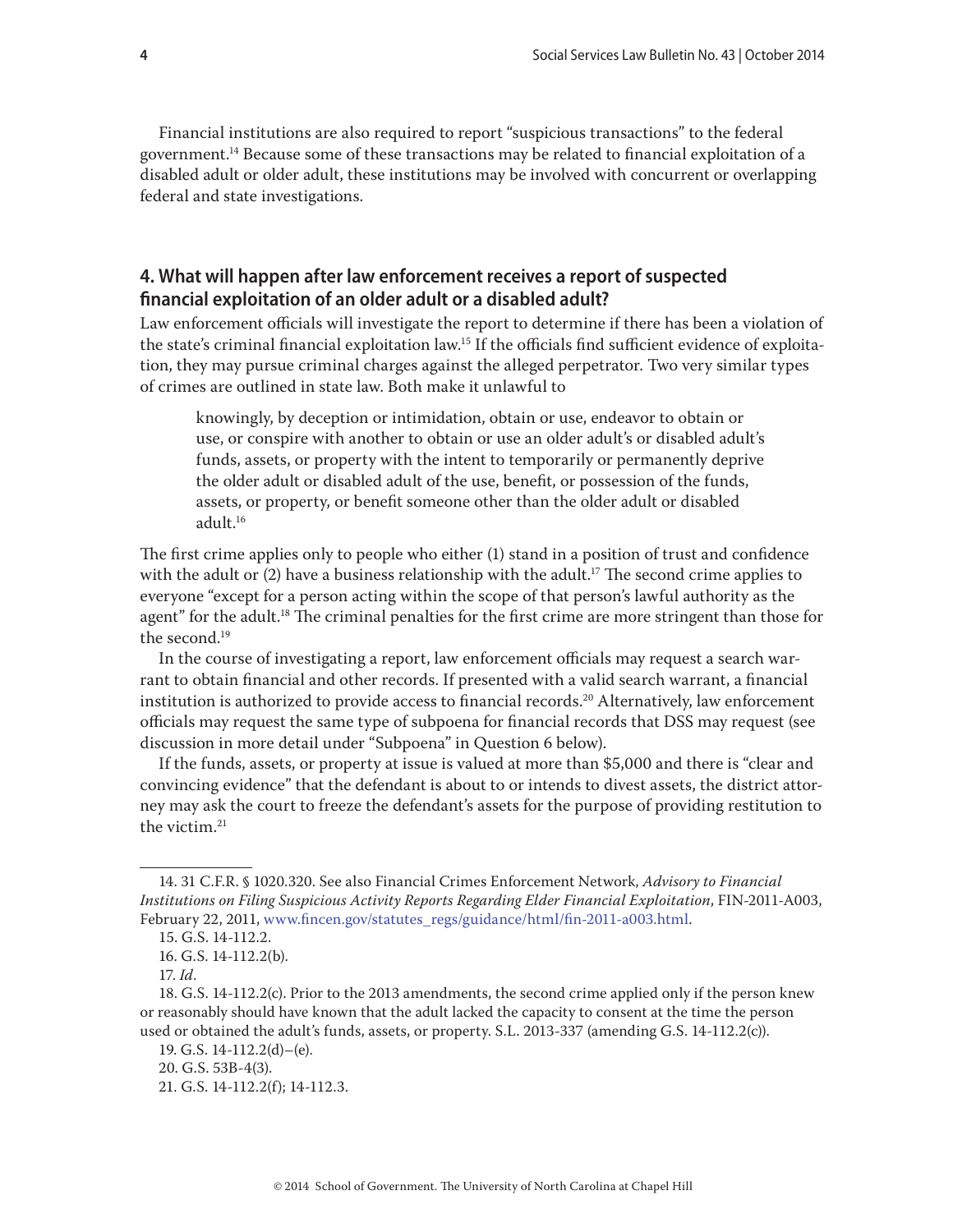Financial institutions are also required to report "suspicious transactions" to the federal government.[14] Because some of these transactions may be related to financial exploitation of a disabled adult or older adult, these institutions may be involved with concurrent or overlapping federal and state investigations.

## 4. What will happen after law enforcement receives a report of suspected financial exploitation of an older adult or a disabled adult?

Law enforcement officials will investigate the report to determine if there has been a violation of the state's criminal financial exploitation law.[15] If the officials find sufficient evidence of exploitation, they may pursue criminal charges against the alleged perpetrator. Two very similar types of crimes are outlined in state law. Both make it unlawful to

> knowingly, by deception or intimidation, obtain or use, endeavor to obtain or use, or conspire with another to obtain or use an older adult's or disabled adult's funds, assets, or property with the intent to temporarily or permanently deprive the older adult or disabled adult of the use, benefit, or possession of the funds, assets, or property, or benefit someone other than the older adult or disabled adult.[16]

The first crime applies only to people who either (1) stand in a position of trust and confidence with the adult or (2) have a business relationship with the adult.[17] The second crime applies to everyone "except for a person acting within the scope of that person's lawful authority as the agent" for the adult.[18] The criminal penalties for the first crime are more stringent than those for the second.[19]

In the course of investigating a report, law enforcement officials may request a search warrant to obtain financial and other records. If presented with a valid search warrant, a financial institution is authorized to provide access to financial records.[20] Alternatively, law enforcement officials may request the same type of subpoena for financial records that DSS may request (see discussion in more detail under "Subpoena" in Question 6 below).

If the funds, assets, or property at issue is valued at more than $5,000 and there is "clear and convincing evidence" that the defendant is about to or intends to divest assets, the district attorney may ask the court to freeze the defendant's assets for the purpose of providing restitution to the victim.[21]

---

14. 31 C.F.R. § 1020.320. See also Financial Crimes Enforcement Network, *Advisory to Financial Institutions on Filing Suspicious Activity Reports Regarding Elder Financial Exploitation*, FIN-2011-A003, February 22, 2011, www.fincen.gov/statutes_regs/guidance/html/fin-2011-a003.html.

15. G.S. 14-112.2.

16. G.S. 14-112.2(b).

17. *Id*.

18. G.S. 14-112.2(c). Prior to the 2013 amendments, the second crime applied only if the person knew or reasonably should have known that the adult lacked the capacity to consent at the time the person used or obtained the adult's funds, assets, or property. S.L. 2013-337 (amending G.S. 14-112.2(c)).

19. G.S. 14-112.2(d)–(e).

20. G.S. 53B-4(3).

21. G.S. 14-112.2(f); 14-112.3.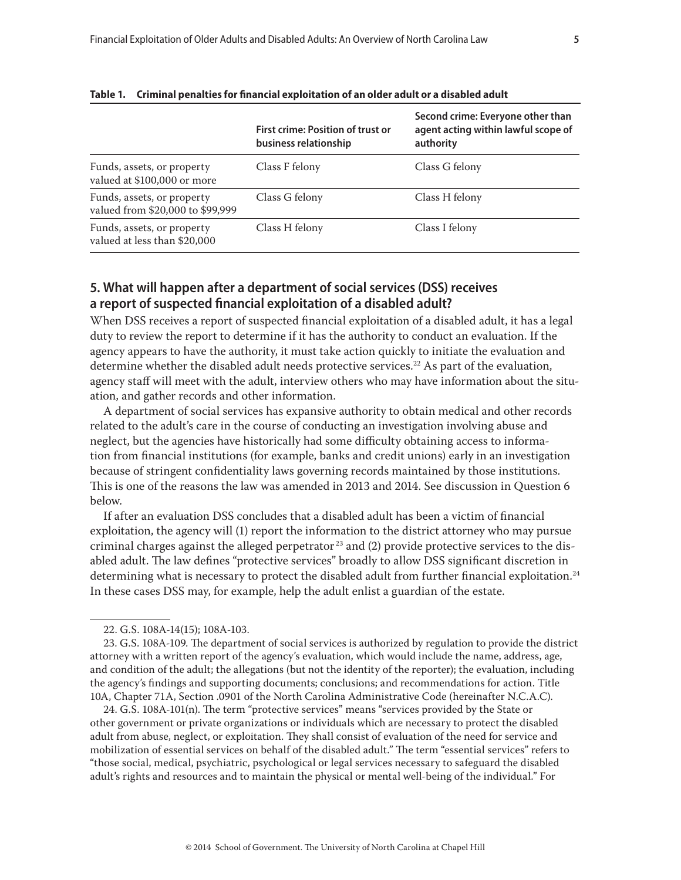**Table 1. Criminal penalties for financial exploitation of an older adult or a disabled adult**

| | First crime: Position of trust or business relationship | Second crime: Everyone other than agent acting within lawful scope of authority |
|---|---|---|
| Funds, assets, or property valued at $100,000 or more | Class F felony | Class G felony |
| Funds, assets, or property valued from $20,000 to $99,999 | Class G felony | Class H felony |
| Funds, assets, or property valued at less than $20,000 | Class H felony | Class I felony |

## 5. What will happen after a department of social services (DSS) receives a report of suspected financial exploitation of a disabled adult?

When DSS receives a report of suspected financial exploitation of a disabled adult, it has a legal duty to review the report to determine if it has the authority to conduct an evaluation. If the agency appears to have the authority, it must take action quickly to initiate the evaluation and determine whether the disabled adult needs protective services.[22] As part of the evaluation, agency staff will meet with the adult, interview others who may have information about the situation, and gather records and other information.

A department of social services has expansive authority to obtain medical and other records related to the adult's care in the course of conducting an investigation involving abuse and neglect, but the agencies have historically had some difficulty obtaining access to information from financial institutions (for example, banks and credit unions) early in an investigation because of stringent confidentiality laws governing records maintained by those institutions. This is one of the reasons the law was amended in 2013 and 2014. See discussion in Question 6 below.

If after an evaluation DSS concludes that a disabled adult has been a victim of financial exploitation, the agency will (1) report the information to the district attorney who may pursue criminal charges against the alleged perpetrator[23] and (2) provide protective services to the disabled adult. The law defines "protective services" broadly to allow DSS significant discretion in determining what is necessary to protect the disabled adult from further financial exploitation.[24] In these cases DSS may, for example, help the adult enlist a guardian of the estate.

---

22. G.S. 108A-14(15); 108A-103.

23. G.S. 108A-109. The department of social services is authorized by regulation to provide the district attorney with a written report of the agency's evaluation, which would include the name, address, age, and condition of the adult; the allegations (but not the identity of the reporter); the evaluation, including the agency's findings and supporting documents; conclusions; and recommendations for action. Title 10A, Chapter 71A, Section .0901 of the North Carolina Administrative Code (hereinafter N.C.A.C).

24. G.S. 108A-101(n). The term "protective services" means "services provided by the State or other government or private organizations or individuals which are necessary to protect the disabled adult from abuse, neglect, or exploitation. They shall consist of evaluation of the need for service and mobilization of essential services on behalf of the disabled adult." The term "essential services" refers to "those social, medical, psychiatric, psychological or legal services necessary to safeguard the disabled adult's rights and resources and to maintain the physical or mental well-being of the individual." For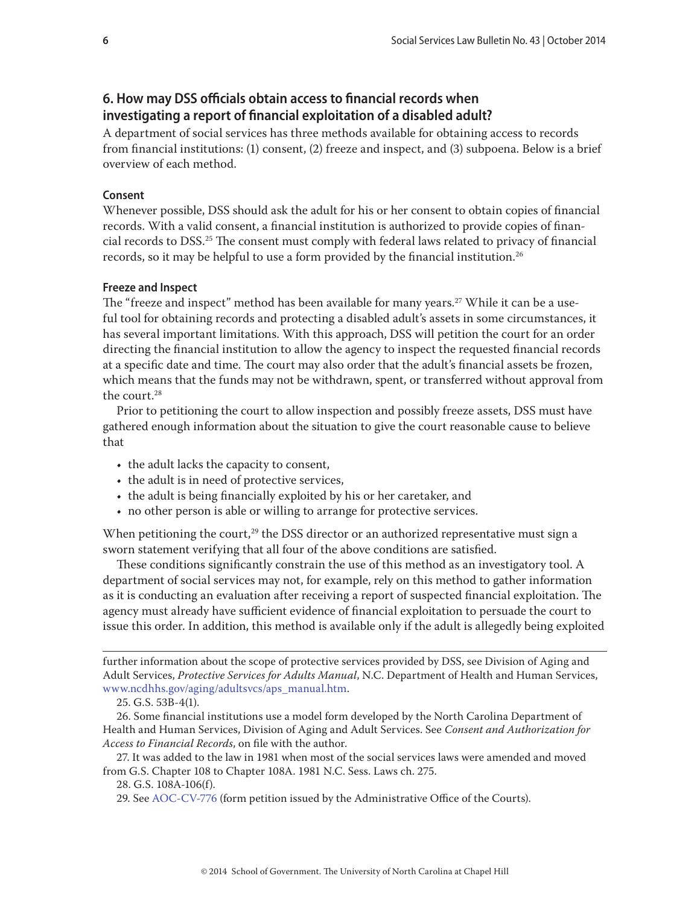## 6. How may DSS officials obtain access to financial records when investigating a report of financial exploitation of a disabled adult?

A department of social services has three methods available for obtaining access to records from financial institutions: (1) consent, (2) freeze and inspect, and (3) subpoena. Below is a brief overview of each method.

#### Consent

Whenever possible, DSS should ask the adult for his or her consent to obtain copies of financial records. With a valid consent, a financial institution is authorized to provide copies of financial records to DSS.[25] The consent must comply with federal laws related to privacy of financial records, so it may be helpful to use a form provided by the financial institution.[26]

#### Freeze and Inspect

The "freeze and inspect" method has been available for many years.[27] While it can be a useful tool for obtaining records and protecting a disabled adult's assets in some circumstances, it has several important limitations. With this approach, DSS will petition the court for an order directing the financial institution to allow the agency to inspect the requested financial records at a specific date and time. The court may also order that the adult's financial assets be frozen, which means that the funds may not be withdrawn, spent, or transferred without approval from the court.[28]

Prior to petitioning the court to allow inspection and possibly freeze assets, DSS must have gathered enough information about the situation to give the court reasonable cause to believe that

- the adult lacks the capacity to consent,
- the adult is in need of protective services,
- the adult is being financially exploited by his or her caretaker, and
- no other person is able or willing to arrange for protective services.

When petitioning the court,[29] the DSS director or an authorized representative must sign a sworn statement verifying that all four of the above conditions are satisfied.

These conditions significantly constrain the use of this method as an investigatory tool. A department of social services may not, for example, rely on this method to gather information as it is conducting an evaluation after receiving a report of suspected financial exploitation. The agency must already have sufficient evidence of financial exploitation to persuade the court to issue this order. In addition, this method is available only if the adult is allegedly being exploited

---

further information about the scope of protective services provided by DSS, see Division of Aging and Adult Services, *Protective Services for Adults Manual*, N.C. Department of Health and Human Services, www.ncdhhs.gov/aging/adultsvcs/aps_manual.htm.

25. G.S. 53B-4(1).

26. Some financial institutions use a model form developed by the North Carolina Department of Health and Human Services, Division of Aging and Adult Services. See *Consent and Authorization for Access to Financial Records*, on file with the author.

27. It was added to the law in 1981 when most of the social services laws were amended and moved from G.S. Chapter 108 to Chapter 108A. 1981 N.C. Sess. Laws ch. 275.

28. G.S. 108A-106(f).

29. See AOC-CV-776 (form petition issued by the Administrative Office of the Courts).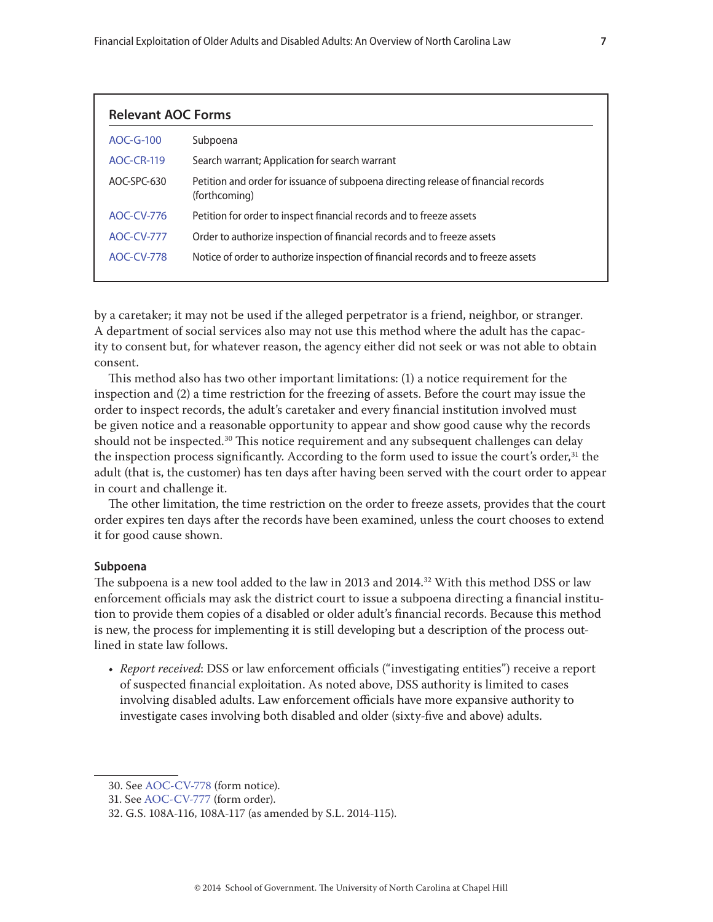**Relevant AOC Forms**

| | |
|---|---|
| AOC-G-100 | Subpoena |
| AOC-CR-119 | Search warrant; Application for search warrant |
| AOC-SPC-630 | Petition and order for issuance of subpoena directing release of financial records (forthcoming) |
| AOC-CV-776 | Petition for order to inspect financial records and to freeze assets |
| AOC-CV-777 | Order to authorize inspection of financial records and to freeze assets |
| AOC-CV-778 | Notice of order to authorize inspection of financial records and to freeze assets |

by a caretaker; it may not be used if the alleged perpetrator is a friend, neighbor, or stranger. A department of social services also may not use this method where the adult has the capacity to consent but, for whatever reason, the agency either did not seek or was not able to obtain consent.

This method also has two other important limitations: (1) a notice requirement for the inspection and (2) a time restriction for the freezing of assets. Before the court may issue the order to inspect records, the adult's caretaker and every financial institution involved must be given notice and a reasonable opportunity to appear and show good cause why the records should not be inspected.[30] This notice requirement and any subsequent challenges can delay the inspection process significantly. According to the form used to issue the court's order,[31] the adult (that is, the customer) has ten days after having been served with the court order to appear in court and challenge it.

The other limitation, the time restriction on the order to freeze assets, provides that the court order expires ten days after the records have been examined, unless the court chooses to extend it for good cause shown.

### Subpoena

The subpoena is a new tool added to the law in 2013 and 2014.[32] With this method DSS or law enforcement officials may ask the district court to issue a subpoena directing a financial institution to provide them copies of a disabled or older adult's financial records. Because this method is new, the process for implementing it is still developing but a description of the process outlined in state law follows.

- *Report received*: DSS or law enforcement officials ("investigating entities") receive a report of suspected financial exploitation. As noted above, DSS authority is limited to cases involving disabled adults. Law enforcement officials have more expansive authority to investigate cases involving both disabled and older (sixty-five and above) adults.

---

30. See AOC-CV-778 (form notice).
31. See AOC-CV-777 (form order).
32. G.S. 108A-116, 108A-117 (as amended by S.L. 2014-115).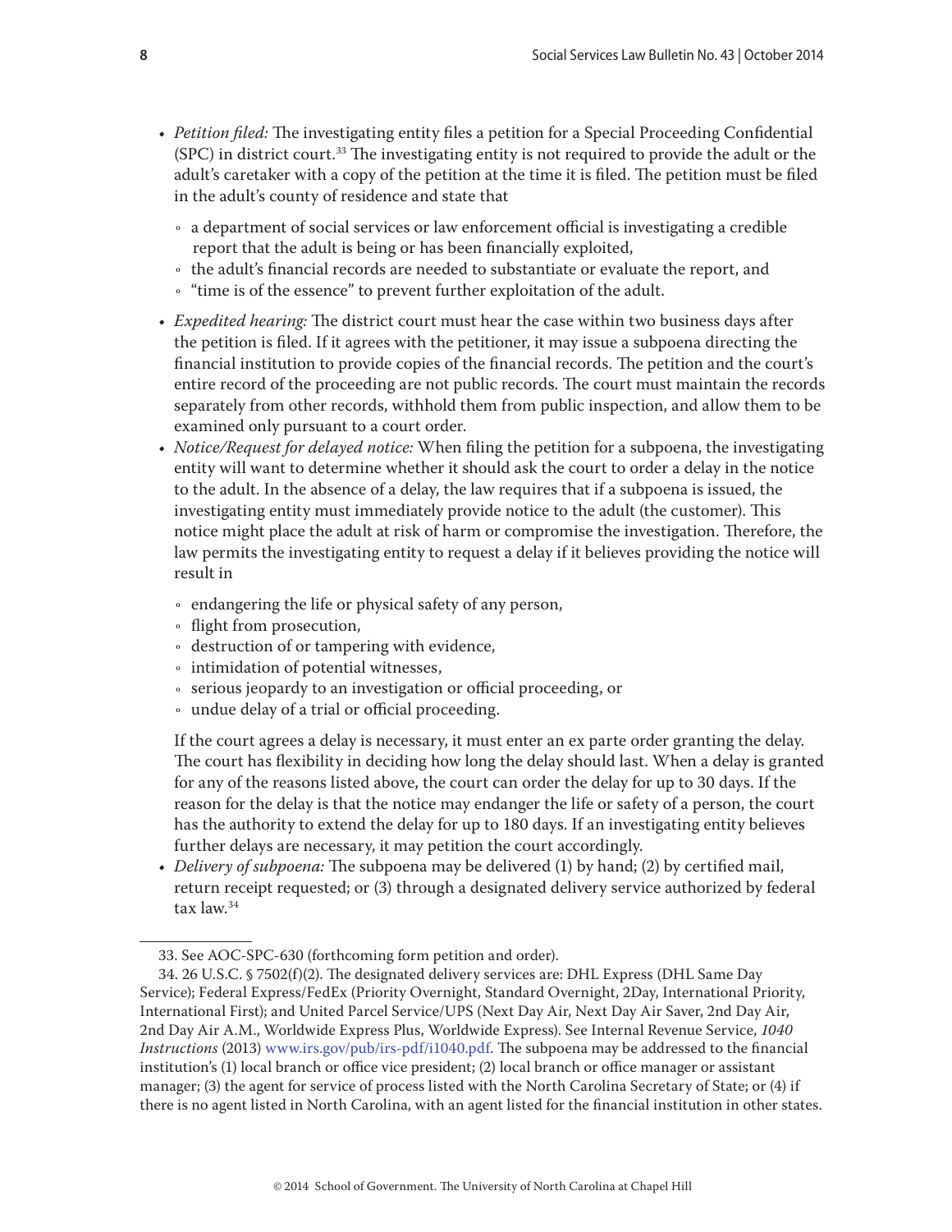- *Petition filed:* The investigating entity files a petition for a Special Proceeding Confidential (SPC) in district court.[33] The investigating entity is not required to provide the adult or the adult's caretaker with a copy of the petition at the time it is filed. The petition must be filed in the adult's county of residence and state that
  - a department of social services or law enforcement official is investigating a credible report that the adult is being or has been financially exploited,
  - the adult's financial records are needed to substantiate or evaluate the report, and
  - "time is of the essence" to prevent further exploitation of the adult.
- *Expedited hearing:* The district court must hear the case within two business days after the petition is filed. If it agrees with the petitioner, it may issue a subpoena directing the financial institution to provide copies of the financial records. The petition and the court's entire record of the proceeding are not public records. The court must maintain the records separately from other records, withhold them from public inspection, and allow them to be examined only pursuant to a court order.
- *Notice/Request for delayed notice:* When filing the petition for a subpoena, the investigating entity will want to determine whether it should ask the court to order a delay in the notice to the adult. In the absence of a delay, the law requires that if a subpoena is issued, the investigating entity must immediately provide notice to the adult (the customer). This notice might place the adult at risk of harm or compromise the investigation. Therefore, the law permits the investigating entity to request a delay if it believes providing the notice will result in
  - endangering the life or physical safety of any person,
  - flight from prosecution,
  - destruction of or tampering with evidence,
  - intimidation of potential witnesses,
  - serious jeopardy to an investigation or official proceeding, or
  - undue delay of a trial or official proceeding.

  If the court agrees a delay is necessary, it must enter an ex parte order granting the delay. The court has flexibility in deciding how long the delay should last. When a delay is granted for any of the reasons listed above, the court can order the delay for up to 30 days. If the reason for the delay is that the notice may endanger the life or safety of a person, the court has the authority to extend the delay for up to 180 days. If an investigating entity believes further delays are necessary, it may petition the court accordingly.
- *Delivery of subpoena:* The subpoena may be delivered (1) by hand; (2) by certified mail, return receipt requested; or (3) through a designated delivery service authorized by federal tax law.[34]

---

33. See AOC-SPC-630 (forthcoming form petition and order).

34. 26 U.S.C. § 7502(f)(2). The designated delivery services are: DHL Express (DHL Same Day Service); Federal Express/FedEx (Priority Overnight, Standard Overnight, 2Day, International Priority, International First); and United Parcel Service/UPS (Next Day Air, Next Day Air Saver, 2nd Day Air, 2nd Day Air A.M., Worldwide Express Plus, Worldwide Express). See Internal Revenue Service, *1040 Instructions* (2013) www.irs.gov/pub/irs-pdf/i1040.pdf. The subpoena may be addressed to the financial institution's (1) local branch or office vice president; (2) local branch or office manager or assistant manager; (3) the agent for service of process listed with the North Carolina Secretary of State; or (4) if there is no agent listed in North Carolina, with an agent listed for the financial institution in other states.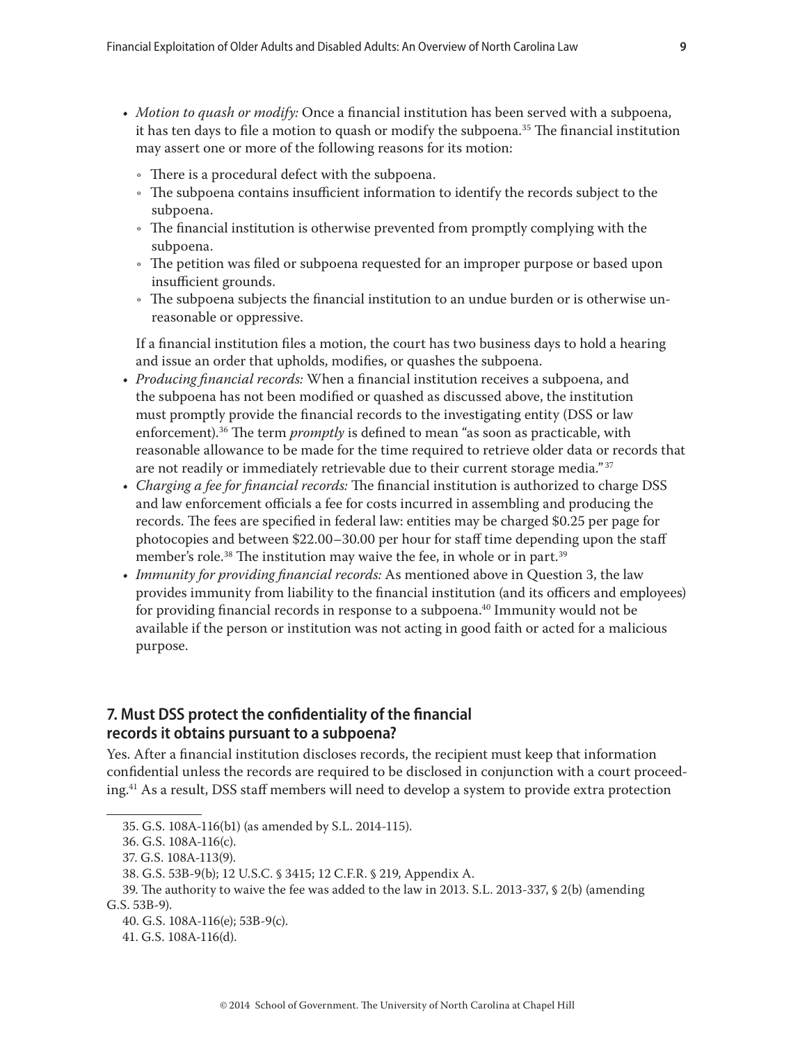- *Motion to quash or modify:* Once a financial institution has been served with a subpoena, it has ten days to file a motion to quash or modify the subpoena.[35] The financial institution may assert one or more of the following reasons for its motion:
  - There is a procedural defect with the subpoena.
  - The subpoena contains insufficient information to identify the records subject to the subpoena.
  - The financial institution is otherwise prevented from promptly complying with the subpoena.
  - The petition was filed or subpoena requested for an improper purpose or based upon insufficient grounds.
  - The subpoena subjects the financial institution to an undue burden or is otherwise unreasonable or oppressive.

  If a financial institution files a motion, the court has two business days to hold a hearing and issue an order that upholds, modifies, or quashes the subpoena.
- *Producing financial records:* When a financial institution receives a subpoena, and the subpoena has not been modified or quashed as discussed above, the institution must promptly provide the financial records to the investigating entity (DSS or law enforcement).[36] The term *promptly* is defined to mean "as soon as practicable, with reasonable allowance to be made for the time required to retrieve older data or records that are not readily or immediately retrievable due to their current storage media."[37]
- *Charging a fee for financial records:* The financial institution is authorized to charge DSS and law enforcement officials a fee for costs incurred in assembling and producing the records. The fees are specified in federal law: entities may be charged $0.25 per page for photocopies and between $22.00–30.00 per hour for staff time depending upon the staff member's role.[38] The institution may waive the fee, in whole or in part.[39]
- *Immunity for providing financial records:* As mentioned above in Question 3, the law provides immunity from liability to the financial institution (and its officers and employees) for providing financial records in response to a subpoena.[40] Immunity would not be available if the person or institution was not acting in good faith or acted for a malicious purpose.

## 7. Must DSS protect the confidentiality of the financial records it obtains pursuant to a subpoena?

Yes. After a financial institution discloses records, the recipient must keep that information confidential unless the records are required to be disclosed in conjunction with a court proceeding.[41] As a result, DSS staff members will need to develop a system to provide extra protection

---

35. G.S. 108A-116(b1) (as amended by S.L. 2014-115).

36. G.S. 108A-116(c).

37. G.S. 108A-113(9).

38. G.S. 53B-9(b); 12 U.S.C. § 3415; 12 C.F.R. § 219, Appendix A.

39. The authority to waive the fee was added to the law in 2013. S.L. 2013-337, § 2(b) (amending G.S. 53B-9).

40. G.S. 108A-116(e); 53B-9(c).

41. G.S. 108A-116(d).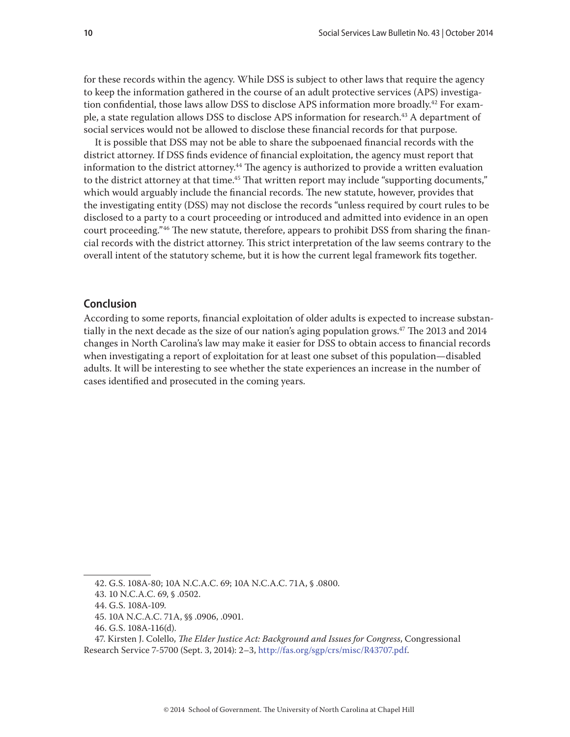for these records within the agency. While DSS is subject to other laws that require the agency to keep the information gathered in the course of an adult protective services (APS) investigation confidential, those laws allow DSS to disclose APS information more broadly.[42] For example, a state regulation allows DSS to disclose APS information for research.[43] A department of social services would not be allowed to disclose these financial records for that purpose.

It is possible that DSS may not be able to share the subpoenaed financial records with the district attorney. If DSS finds evidence of financial exploitation, the agency must report that information to the district attorney.[44] The agency is authorized to provide a written evaluation to the district attorney at that time.[45] That written report may include "supporting documents," which would arguably include the financial records. The new statute, however, provides that the investigating entity (DSS) may not disclose the records "unless required by court rules to be disclosed to a party to a court proceeding or introduced and admitted into evidence in an open court proceeding."[46] The new statute, therefore, appears to prohibit DSS from sharing the financial records with the district attorney. This strict interpretation of the law seems contrary to the overall intent of the statutory scheme, but it is how the current legal framework fits together.

## Conclusion

According to some reports, financial exploitation of older adults is expected to increase substantially in the next decade as the size of our nation's aging population grows.[47] The 2013 and 2014 changes in North Carolina's law may make it easier for DSS to obtain access to financial records when investigating a report of exploitation for at least one subset of this population—disabled adults. It will be interesting to see whether the state experiences an increase in the number of cases identified and prosecuted in the coming years.

---

42. G.S. 108A-80; 10A N.C.A.C. 69; 10A N.C.A.C. 71A, § .0800.

43. 10 N.C.A.C. 69, § .0502.

44. G.S. 108A-109.

45. 10A N.C.A.C. 71A, §§ .0906, .0901.

46. G.S. 108A-116(d).

47. Kirsten J. Colello, *The Elder Justice Act: Background and Issues for Congress*, Congressional Research Service 7-5700 (Sept. 3, 2014): 2–3, http://fas.org/sgp/crs/misc/R43707.pdf.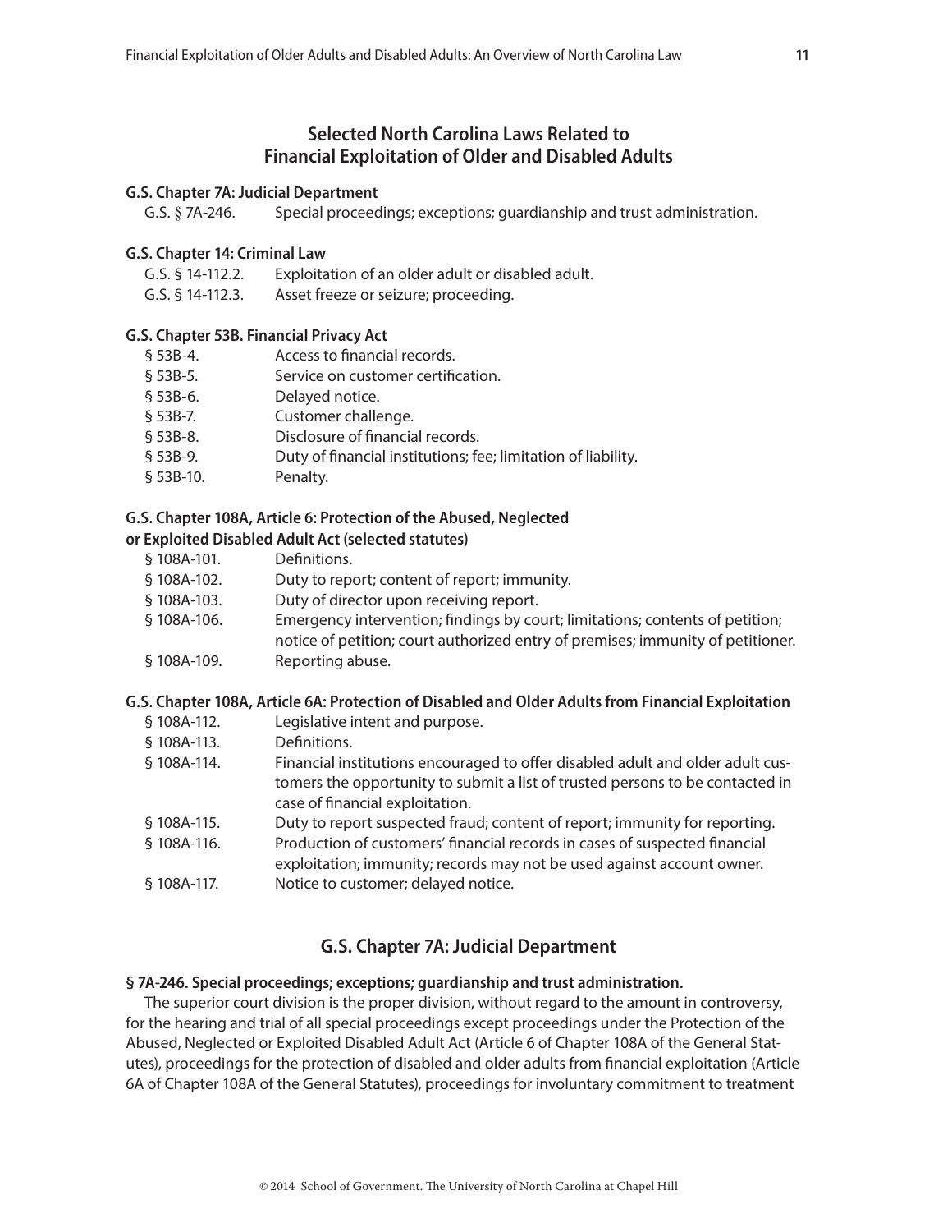## Selected North Carolina Laws Related to Financial Exploitation of Older and Disabled Adults

**G.S. Chapter 7A: Judicial Department**

| | |
|---|---|
| G.S. § 7A-246. | Special proceedings; exceptions; guardianship and trust administration. |

**G.S. Chapter 14: Criminal Law**

| | |
|---|---|
| G.S. § 14-112.2. | Exploitation of an older adult or disabled adult. |
| G.S. § 14-112.3. | Asset freeze or seizure; proceeding. |

**G.S. Chapter 53B. Financial Privacy Act**

| | |
|---|---|
| § 53B-4. | Access to financial records. |
| § 53B-5. | Service on customer certification. |
| § 53B-6. | Delayed notice. |
| § 53B-7. | Customer challenge. |
| § 53B-8. | Disclosure of financial records. |
| § 53B-9. | Duty of financial institutions; fee; limitation of liability. |
| § 53B-10. | Penalty. |

**G.S. Chapter 108A, Article 6: Protection of the Abused, Neglected or Exploited Disabled Adult Act (selected statutes)**

| | |
|---|---|
| § 108A-101. | Definitions. |
| § 108A-102. | Duty to report; content of report; immunity. |
| § 108A-103. | Duty of director upon receiving report. |
| § 108A-106. | Emergency intervention; findings by court; limitations; contents of petition; notice of petition; court authorized entry of premises; immunity of petitioner. |
| § 108A-109. | Reporting abuse. |

**G.S. Chapter 108A, Article 6A: Protection of Disabled and Older Adults from Financial Exploitation**

| | |
|---|---|
| § 108A-112. | Legislative intent and purpose. |
| § 108A-113. | Definitions. |
| § 108A-114. | Financial institutions encouraged to offer disabled adult and older adult customers the opportunity to submit a list of trusted persons to be contacted in case of financial exploitation. |
| § 108A-115. | Duty to report suspected fraud; content of report; immunity for reporting. |
| § 108A-116. | Production of customers' financial records in cases of suspected financial exploitation; immunity; records may not be used against account owner. |
| § 108A-117. | Notice to customer; delayed notice. |

## G.S. Chapter 7A: Judicial Department

**§ 7A-246. Special proceedings; exceptions; guardianship and trust administration.**

The superior court division is the proper division, without regard to the amount in controversy, for the hearing and trial of all special proceedings except proceedings under the Protection of the Abused, Neglected or Exploited Disabled Adult Act (Article 6 of Chapter 108A of the General Statutes), proceedings for the protection of disabled and older adults from financial exploitation (Article 6A of Chapter 108A of the General Statutes), proceedings for involuntary commitment to treatment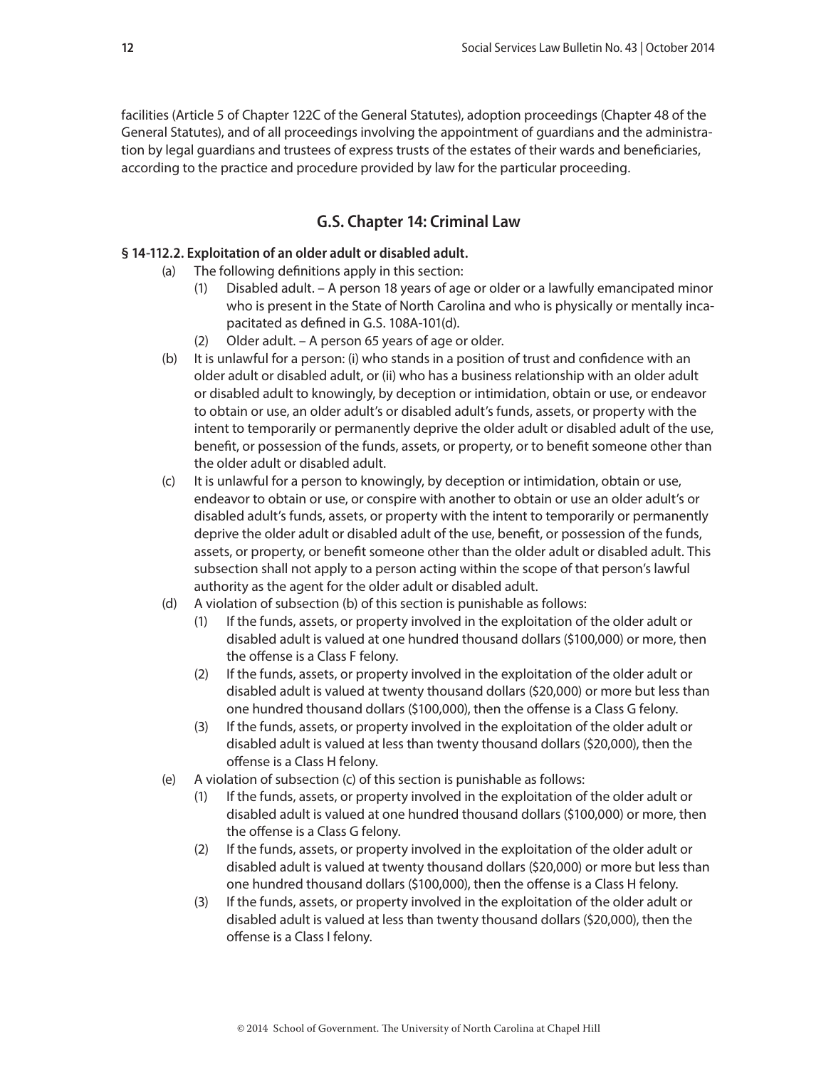facilities (Article 5 of Chapter 122C of the General Statutes), adoption proceedings (Chapter 48 of the General Statutes), and of all proceedings involving the appointment of guardians and the administration by legal guardians and trustees of express trusts of the estates of their wards and beneficiaries, according to the practice and procedure provided by law for the particular proceeding.

## G.S. Chapter 14: Criminal Law

**§ 14-112.2. Exploitation of an older adult or disabled adult.**

(a) The following definitions apply in this section:

(1) Disabled adult. – A person 18 years of age or older or a lawfully emancipated minor who is present in the State of North Carolina and who is physically or mentally incapacitated as defined in G.S. 108A-101(d).

(2) Older adult. – A person 65 years of age or older.

(b) It is unlawful for a person: (i) who stands in a position of trust and confidence with an older adult or disabled adult, or (ii) who has a business relationship with an older adult or disabled adult to knowingly, by deception or intimidation, obtain or use, or endeavor to obtain or use, an older adult's or disabled adult's funds, assets, or property with the intent to temporarily or permanently deprive the older adult or disabled adult of the use, benefit, or possession of the funds, assets, or property, or to benefit someone other than the older adult or disabled adult.

(c) It is unlawful for a person to knowingly, by deception or intimidation, obtain or use, endeavor to obtain or use, or conspire with another to obtain or use an older adult's or disabled adult's funds, assets, or property with the intent to temporarily or permanently deprive the older adult or disabled adult of the use, benefit, or possession of the funds, assets, or property, or benefit someone other than the older adult or disabled adult. This subsection shall not apply to a person acting within the scope of that person's lawful authority as the agent for the older adult or disabled adult.

(d) A violation of subsection (b) of this section is punishable as follows:

(1) If the funds, assets, or property involved in the exploitation of the older adult or disabled adult is valued at one hundred thousand dollars ($100,000) or more, then the offense is a Class F felony.

(2) If the funds, assets, or property involved in the exploitation of the older adult or disabled adult is valued at twenty thousand dollars ($20,000) or more but less than one hundred thousand dollars ($100,000), then the offense is a Class G felony.

(3) If the funds, assets, or property involved in the exploitation of the older adult or disabled adult is valued at less than twenty thousand dollars ($20,000), then the offense is a Class H felony.

(e) A violation of subsection (c) of this section is punishable as follows:

(1) If the funds, assets, or property involved in the exploitation of the older adult or disabled adult is valued at one hundred thousand dollars ($100,000) or more, then the offense is a Class G felony.

(2) If the funds, assets, or property involved in the exploitation of the older adult or disabled adult is valued at twenty thousand dollars ($20,000) or more but less than one hundred thousand dollars ($100,000), then the offense is a Class H felony.

(3) If the funds, assets, or property involved in the exploitation of the older adult or disabled adult is valued at less than twenty thousand dollars ($20,000), then the offense is a Class I felony.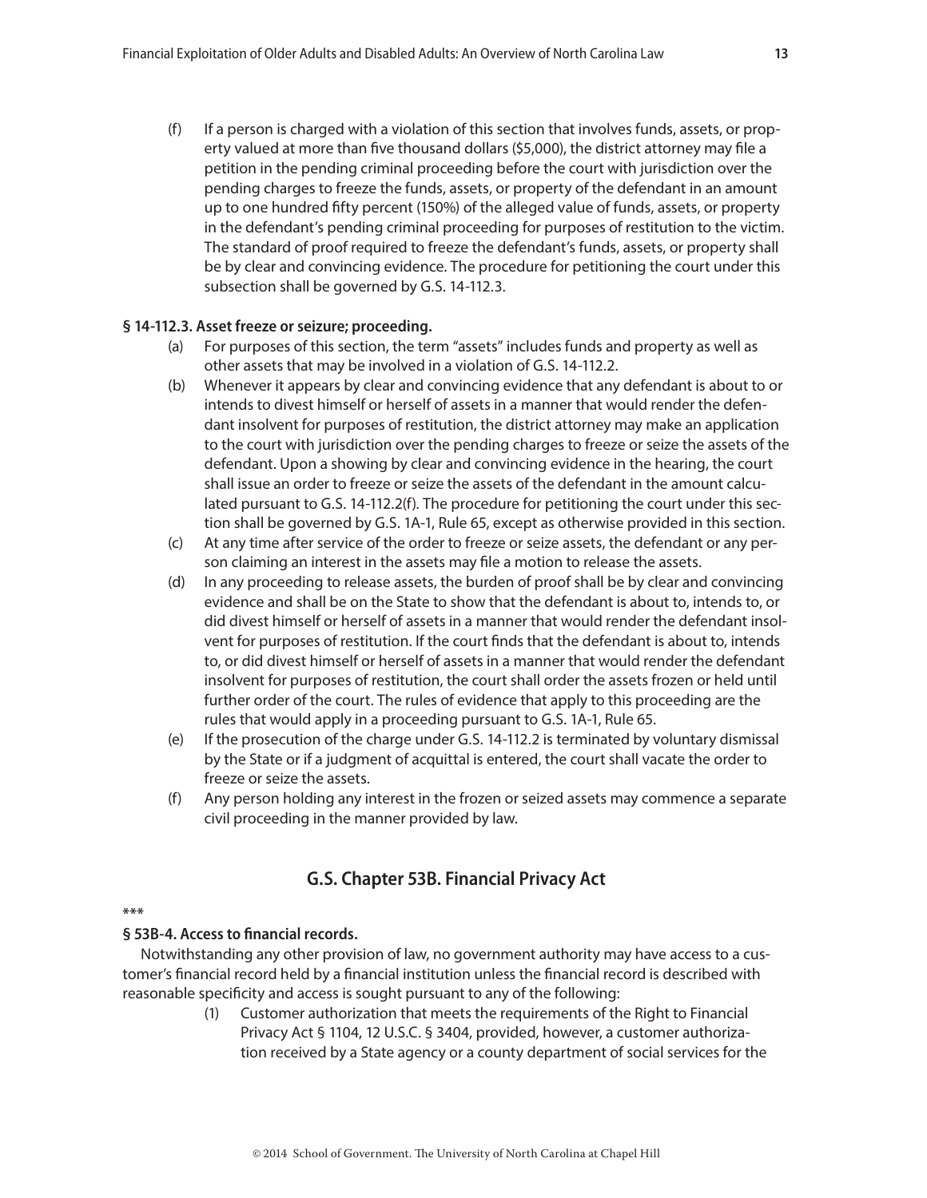(f) If a person is charged with a violation of this section that involves funds, assets, or property valued at more than five thousand dollars ($5,000), the district attorney may file a petition in the pending criminal proceeding before the court with jurisdiction over the pending charges to freeze the funds, assets, or property of the defendant in an amount up to one hundred fifty percent (150%) of the alleged value of funds, assets, or property in the defendant's pending criminal proceeding for purposes of restitution to the victim. The standard of proof required to freeze the defendant's funds, assets, or property shall be by clear and convincing evidence. The procedure for petitioning the court under this subsection shall be governed by G.S. 14-112.3.

**§ 14-112.3. Asset freeze or seizure; proceeding.**

(a) For purposes of this section, the term "assets" includes funds and property as well as other assets that may be involved in a violation of G.S. 14-112.2.

(b) Whenever it appears by clear and convincing evidence that any defendant is about to or intends to divest himself or herself of assets in a manner that would render the defendant insolvent for purposes of restitution, the district attorney may make an application to the court with jurisdiction over the pending charges to freeze or seize the assets of the defendant. Upon a showing by clear and convincing evidence in the hearing, the court shall issue an order to freeze or seize the assets of the defendant in the amount calculated pursuant to G.S. 14-112.2(f). The procedure for petitioning the court under this section shall be governed by G.S. 1A-1, Rule 65, except as otherwise provided in this section.

(c) At any time after service of the order to freeze or seize assets, the defendant or any person claiming an interest in the assets may file a motion to release the assets.

(d) In any proceeding to release assets, the burden of proof shall be by clear and convincing evidence and shall be on the State to show that the defendant is about to, intends to, or did divest himself or herself of assets in a manner that would render the defendant insolvent for purposes of restitution. If the court finds that the defendant is about to, intends to, or did divest himself or herself of assets in a manner that would render the defendant insolvent for purposes of restitution, the court shall order the assets frozen or held until further order of the court. The rules of evidence that apply to this proceeding are the rules that would apply in a proceeding pursuant to G.S. 1A-1, Rule 65.

(e) If the prosecution of the charge under G.S. 14-112.2 is terminated by voluntary dismissal by the State or if a judgment of acquittal is entered, the court shall vacate the order to freeze or seize the assets.

(f) Any person holding any interest in the frozen or seized assets may commence a separate civil proceeding in the manner provided by law.

## G.S. Chapter 53B. Financial Privacy Act

***

**§ 53B-4. Access to financial records.**

Notwithstanding any other provision of law, no government authority may have access to a customer's financial record held by a financial institution unless the financial record is described with reasonable specificity and access is sought pursuant to any of the following:

(1) Customer authorization that meets the requirements of the Right to Financial Privacy Act § 1104, 12 U.S.C. § 3404, provided, however, a customer authorization received by a State agency or a county department of social services for the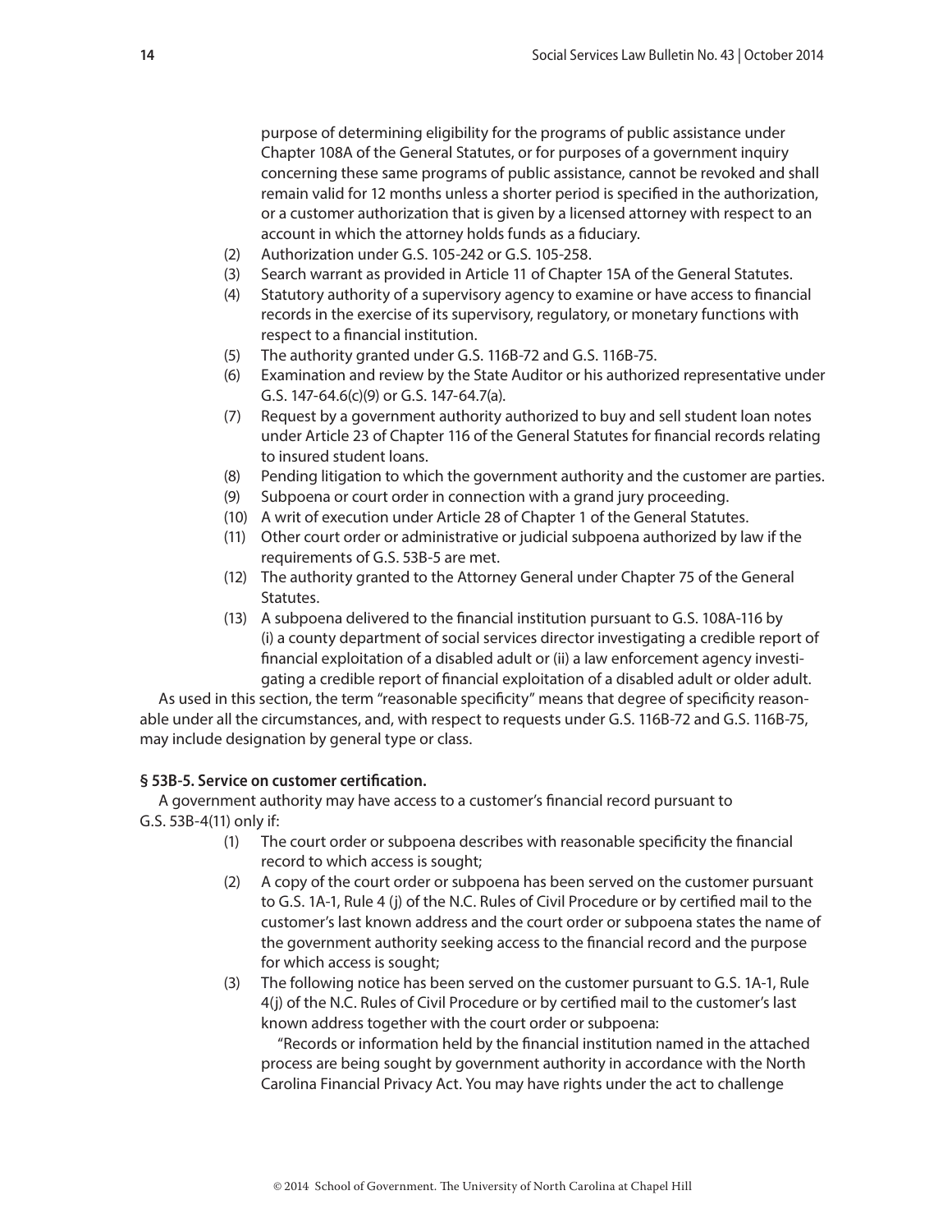purpose of determining eligibility for the programs of public assistance under Chapter 108A of the General Statutes, or for purposes of a government inquiry concerning these same programs of public assistance, cannot be revoked and shall remain valid for 12 months unless a shorter period is specified in the authorization, or a customer authorization that is given by a licensed attorney with respect to an account in which the attorney holds funds as a fiduciary.

(2) Authorization under G.S. 105-242 or G.S. 105-258.

(3) Search warrant as provided in Article 11 of Chapter 15A of the General Statutes.

(4) Statutory authority of a supervisory agency to examine or have access to financial records in the exercise of its supervisory, regulatory, or monetary functions with respect to a financial institution.

(5) The authority granted under G.S. 116B-72 and G.S. 116B-75.

(6) Examination and review by the State Auditor or his authorized representative under G.S. 147-64.6(c)(9) or G.S. 147-64.7(a).

(7) Request by a government authority authorized to buy and sell student loan notes under Article 23 of Chapter 116 of the General Statutes for financial records relating to insured student loans.

(8) Pending litigation to which the government authority and the customer are parties.

(9) Subpoena or court order in connection with a grand jury proceeding.

(10) A writ of execution under Article 28 of Chapter 1 of the General Statutes.

(11) Other court order or administrative or judicial subpoena authorized by law if the requirements of G.S. 53B-5 are met.

(12) The authority granted to the Attorney General under Chapter 75 of the General Statutes.

(13) A subpoena delivered to the financial institution pursuant to G.S. 108A-116 by (i) a county department of social services director investigating a credible report of financial exploitation of a disabled adult or (ii) a law enforcement agency investigating a credible report of financial exploitation of a disabled adult or older adult.

As used in this section, the term "reasonable specificity" means that degree of specificity reasonable under all the circumstances, and, with respect to requests under G.S. 116B-72 and G.S. 116B-75, may include designation by general type or class.

**§ 53B-5. Service on customer certification.**

A government authority may have access to a customer's financial record pursuant to G.S. 53B-4(11) only if:

(1) The court order or subpoena describes with reasonable specificity the financial record to which access is sought;

(2) A copy of the court order or subpoena has been served on the customer pursuant to G.S. 1A-1, Rule 4 (j) of the N.C. Rules of Civil Procedure or by certified mail to the customer's last known address and the court order or subpoena states the name of the government authority seeking access to the financial record and the purpose for which access is sought;

(3) The following notice has been served on the customer pursuant to G.S. 1A-1, Rule 4(j) of the N.C. Rules of Civil Procedure or by certified mail to the customer's last known address together with the court order or subpoena:

"Records or information held by the financial institution named in the attached process are being sought by government authority in accordance with the North Carolina Financial Privacy Act. You may have rights under the act to challenge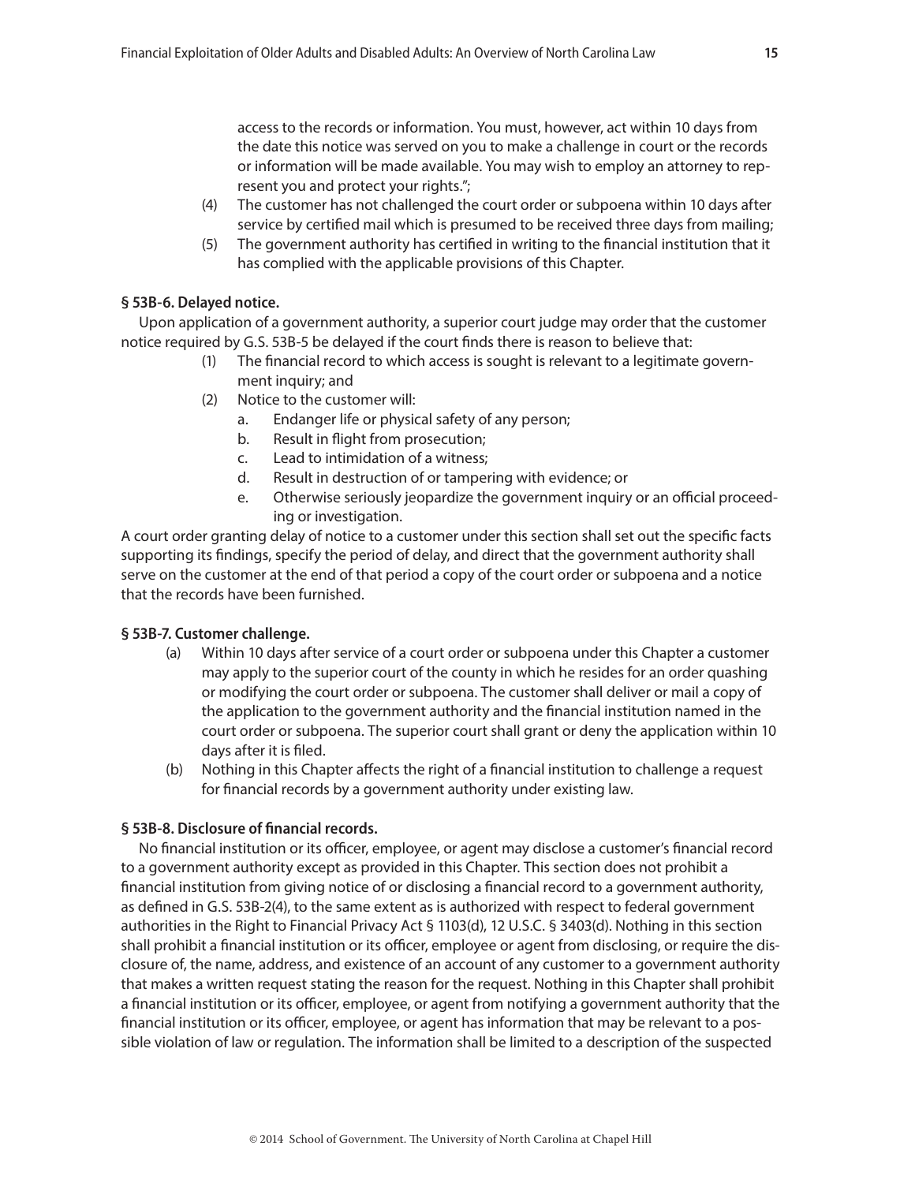access to the records or information. You must, however, act within 10 days from the date this notice was served on you to make a challenge in court or the records or information will be made available. You may wish to employ an attorney to represent you and protect your rights.";

(4) The customer has not challenged the court order or subpoena within 10 days after service by certified mail which is presumed to be received three days from mailing;

(5) The government authority has certified in writing to the financial institution that it has complied with the applicable provisions of this Chapter.

**§ 53B-6. Delayed notice.**

Upon application of a government authority, a superior court judge may order that the customer notice required by G.S. 53B-5 be delayed if the court finds there is reason to believe that:

(1) The financial record to which access is sought is relevant to a legitimate government inquiry; and

(2) Notice to the customer will:

  a. Endanger life or physical safety of any person;
  b. Result in flight from prosecution;
  c. Lead to intimidation of a witness;
  d. Result in destruction of or tampering with evidence; or
  e. Otherwise seriously jeopardize the government inquiry or an official proceeding or investigation.

A court order granting delay of notice to a customer under this section shall set out the specific facts supporting its findings, specify the period of delay, and direct that the government authority shall serve on the customer at the end of that period a copy of the court order or subpoena and a notice that the records have been furnished.

**§ 53B-7. Customer challenge.**

(a) Within 10 days after service of a court order or subpoena under this Chapter a customer may apply to the superior court of the county in which he resides for an order quashing or modifying the court order or subpoena. The customer shall deliver or mail a copy of the application to the government authority and the financial institution named in the court order or subpoena. The superior court shall grant or deny the application within 10 days after it is filed.

(b) Nothing in this Chapter affects the right of a financial institution to challenge a request for financial records by a government authority under existing law.

**§ 53B-8. Disclosure of financial records.**

No financial institution or its officer, employee, or agent may disclose a customer's financial record to a government authority except as provided in this Chapter. This section does not prohibit a financial institution from giving notice of or disclosing a financial record to a government authority, as defined in G.S. 53B-2(4), to the same extent as is authorized with respect to federal government authorities in the Right to Financial Privacy Act § 1103(d), 12 U.S.C. § 3403(d). Nothing in this section shall prohibit a financial institution or its officer, employee or agent from disclosing, or require the disclosure of, the name, address, and existence of an account of any customer to a government authority that makes a written request stating the reason for the request. Nothing in this Chapter shall prohibit a financial institution or its officer, employee, or agent from notifying a government authority that the financial institution or its officer, employee, or agent has information that may be relevant to a possible violation of law or regulation. The information shall be limited to a description of the suspected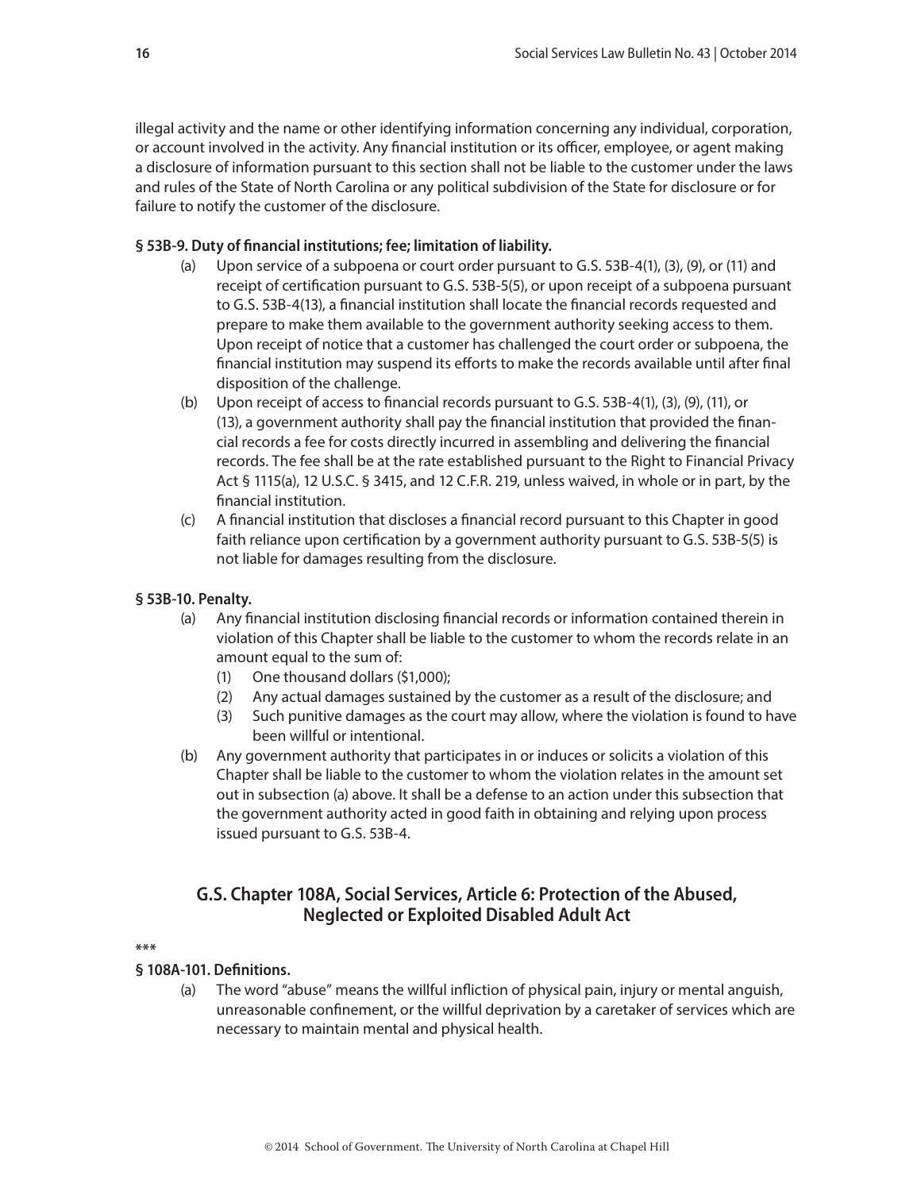illegal activity and the name or other identifying information concerning any individual, corporation, or account involved in the activity. Any financial institution or its officer, employee, or agent making a disclosure of information pursuant to this section shall not be liable to the customer under the laws and rules of the State of North Carolina or any political subdivision of the State for disclosure or for failure to notify the customer of the disclosure.

**§ 53B-9. Duty of financial institutions; fee; limitation of liability.**

(a) Upon service of a subpoena or court order pursuant to G.S. 53B-4(1), (3), (9), or (11) and receipt of certification pursuant to G.S. 53B-5(5), or upon receipt of a subpoena pursuant to G.S. 53B-4(13), a financial institution shall locate the financial records requested and prepare to make them available to the government authority seeking access to them. Upon receipt of notice that a customer has challenged the court order or subpoena, the financial institution may suspend its efforts to make the records available until after final disposition of the challenge.

(b) Upon receipt of access to financial records pursuant to G.S. 53B-4(1), (3), (9), (11), or (13), a government authority shall pay the financial institution that provided the financial records a fee for costs directly incurred in assembling and delivering the financial records. The fee shall be at the rate established pursuant to the Right to Financial Privacy Act § 1115(a), 12 U.S.C. § 3415, and 12 C.F.R. 219, unless waived, in whole or in part, by the financial institution.

(c) A financial institution that discloses a financial record pursuant to this Chapter in good faith reliance upon certification by a government authority pursuant to G.S. 53B-5(5) is not liable for damages resulting from the disclosure.

**§ 53B-10. Penalty.**

(a) Any financial institution disclosing financial records or information contained therein in violation of this Chapter shall be liable to the customer to whom the records relate in an amount equal to the sum of:
   (1) One thousand dollars ($1,000);
   (2) Any actual damages sustained by the customer as a result of the disclosure; and
   (3) Such punitive damages as the court may allow, where the violation is found to have been willful or intentional.

(b) Any government authority that participates in or induces or solicits a violation of this Chapter shall be liable to the customer to whom the violation relates in the amount set out in subsection (a) above. It shall be a defense to an action under this subsection that the government authority acted in good faith in obtaining and relying upon process issued pursuant to G.S. 53B-4.

## G.S. Chapter 108A, Social Services, Article 6: Protection of the Abused, Neglected or Exploited Disabled Adult Act

***

**§ 108A-101. Definitions.**

(a) The word "abuse" means the willful infliction of physical pain, injury or mental anguish, unreasonable confinement, or the willful deprivation by a caretaker of services which are necessary to maintain mental and physical health.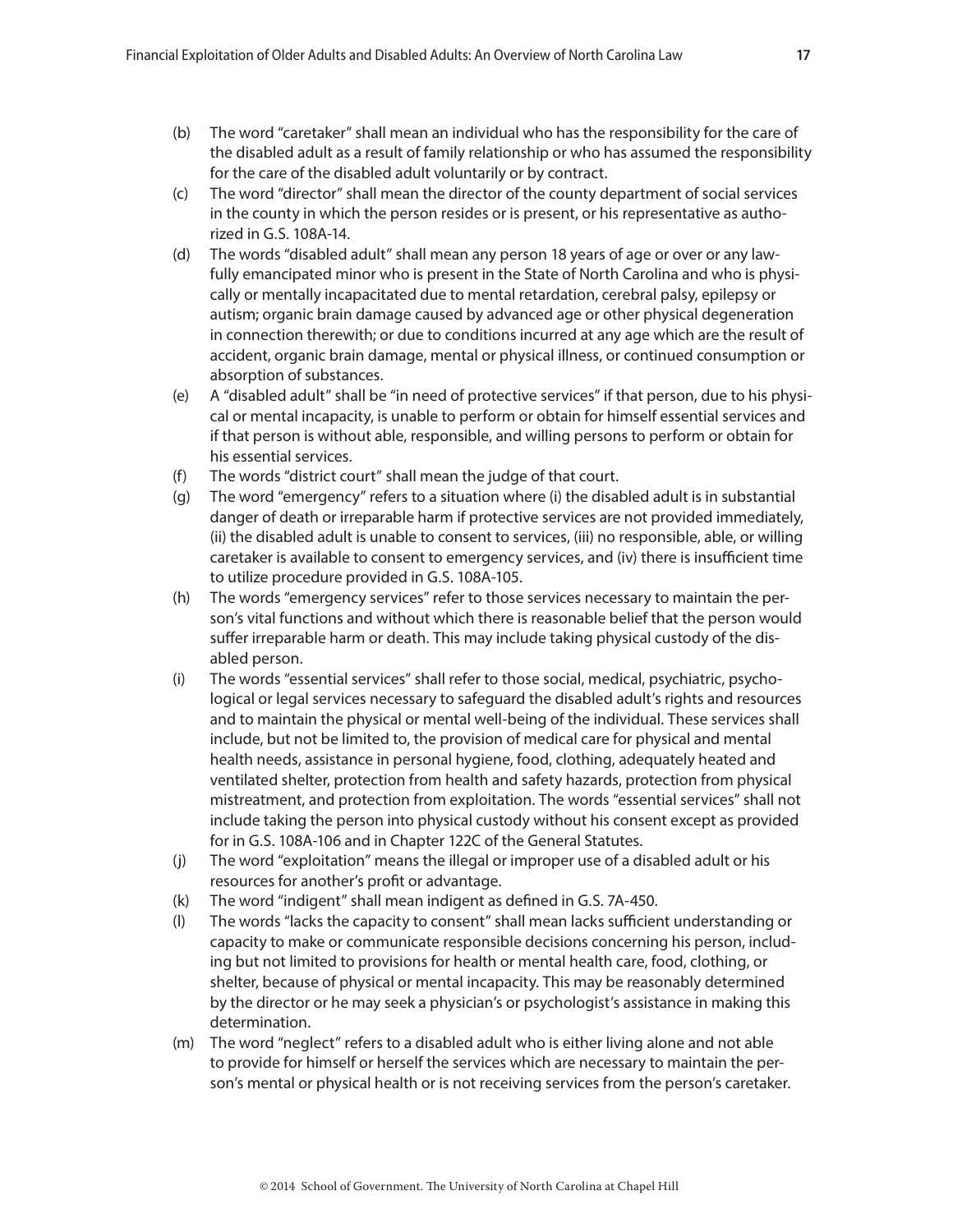(b) The word "caretaker" shall mean an individual who has the responsibility for the care of the disabled adult as a result of family relationship or who has assumed the responsibility for the care of the disabled adult voluntarily or by contract.

(c) The word "director" shall mean the director of the county department of social services in the county in which the person resides or is present, or his representative as authorized in G.S. 108A-14.

(d) The words "disabled adult" shall mean any person 18 years of age or over or any lawfully emancipated minor who is present in the State of North Carolina and who is physically or mentally incapacitated due to mental retardation, cerebral palsy, epilepsy or autism; organic brain damage caused by advanced age or other physical degeneration in connection therewith; or due to conditions incurred at any age which are the result of accident, organic brain damage, mental or physical illness, or continued consumption or absorption of substances.

(e) A "disabled adult" shall be "in need of protective services" if that person, due to his physical or mental incapacity, is unable to perform or obtain for himself essential services and if that person is without able, responsible, and willing persons to perform or obtain for his essential services.

(f) The words "district court" shall mean the judge of that court.

(g) The word "emergency" refers to a situation where (i) the disabled adult is in substantial danger of death or irreparable harm if protective services are not provided immediately, (ii) the disabled adult is unable to consent to services, (iii) no responsible, able, or willing caretaker is available to consent to emergency services, and (iv) there is insufficient time to utilize procedure provided in G.S. 108A-105.

(h) The words "emergency services" refer to those services necessary to maintain the person's vital functions and without which there is reasonable belief that the person would suffer irreparable harm or death. This may include taking physical custody of the disabled person.

(i) The words "essential services" shall refer to those social, medical, psychiatric, psychological or legal services necessary to safeguard the disabled adult's rights and resources and to maintain the physical or mental well-being of the individual. These services shall include, but not be limited to, the provision of medical care for physical and mental health needs, assistance in personal hygiene, food, clothing, adequately heated and ventilated shelter, protection from health and safety hazards, protection from physical mistreatment, and protection from exploitation. The words "essential services" shall not include taking the person into physical custody without his consent except as provided for in G.S. 108A-106 and in Chapter 122C of the General Statutes.

(j) The word "exploitation" means the illegal or improper use of a disabled adult or his resources for another's profit or advantage.

(k) The word "indigent" shall mean indigent as defined in G.S. 7A-450.

(l) The words "lacks the capacity to consent" shall mean lacks sufficient understanding or capacity to make or communicate responsible decisions concerning his person, including but not limited to provisions for health or mental health care, food, clothing, or shelter, because of physical or mental incapacity. This may be reasonably determined by the director or he may seek a physician's or psychologist's assistance in making this determination.

(m) The word "neglect" refers to a disabled adult who is either living alone and not able to provide for himself or herself the services which are necessary to maintain the person's mental or physical health or is not receiving services from the person's caretaker.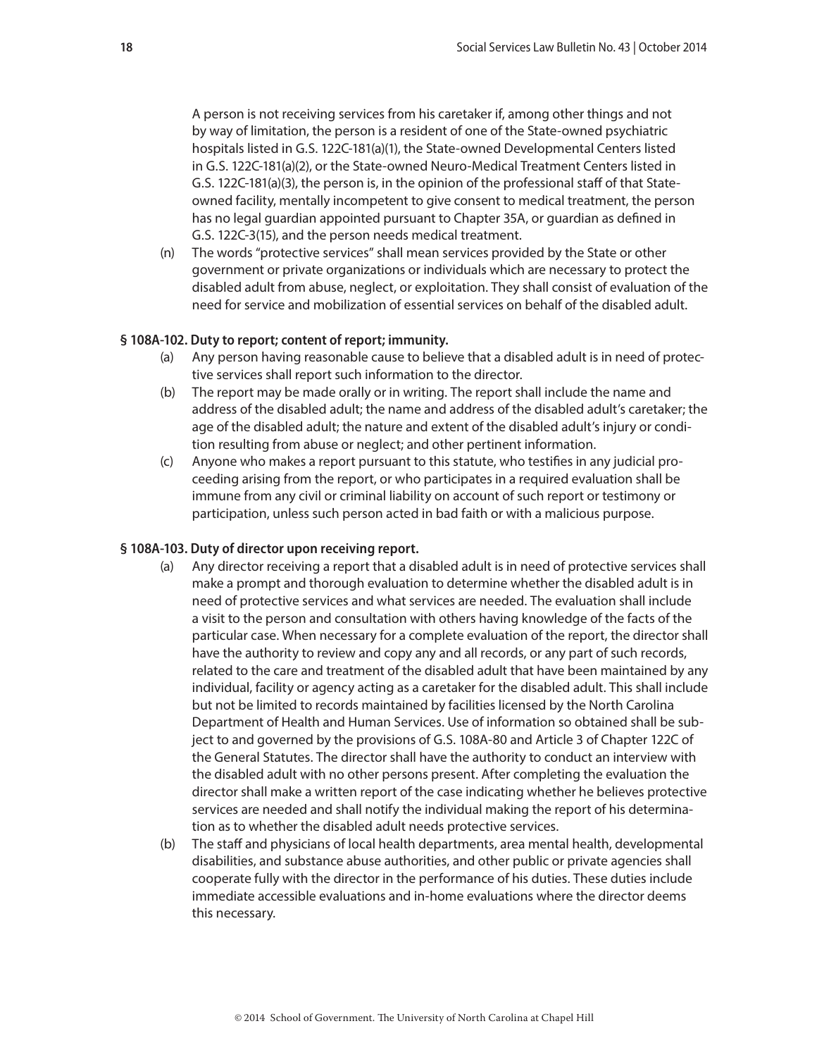A person is not receiving services from his caretaker if, among other things and not by way of limitation, the person is a resident of one of the State-owned psychiatric hospitals listed in G.S. 122C-181(a)(1), the State-owned Developmental Centers listed in G.S. 122C-181(a)(2), or the State-owned Neuro-Medical Treatment Centers listed in G.S. 122C-181(a)(3), the person is, in the opinion of the professional staff of that State-owned facility, mentally incompetent to give consent to medical treatment, the person has no legal guardian appointed pursuant to Chapter 35A, or guardian as defined in G.S. 122C-3(15), and the person needs medical treatment.

(n) The words "protective services" shall mean services provided by the State or other government or private organizations or individuals which are necessary to protect the disabled adult from abuse, neglect, or exploitation. They shall consist of evaluation of the need for service and mobilization of essential services on behalf of the disabled adult.

**§ 108A-102. Duty to report; content of report; immunity.**

(a) Any person having reasonable cause to believe that a disabled adult is in need of protective services shall report such information to the director.

(b) The report may be made orally or in writing. The report shall include the name and address of the disabled adult; the name and address of the disabled adult's caretaker; the age of the disabled adult; the nature and extent of the disabled adult's injury or condition resulting from abuse or neglect; and other pertinent information.

(c) Anyone who makes a report pursuant to this statute, who testifies in any judicial proceeding arising from the report, or who participates in a required evaluation shall be immune from any civil or criminal liability on account of such report or testimony or participation, unless such person acted in bad faith or with a malicious purpose.

**§ 108A-103. Duty of director upon receiving report.**

(a) Any director receiving a report that a disabled adult is in need of protective services shall make a prompt and thorough evaluation to determine whether the disabled adult is in need of protective services and what services are needed. The evaluation shall include a visit to the person and consultation with others having knowledge of the facts of the particular case. When necessary for a complete evaluation of the report, the director shall have the authority to review and copy any and all records, or any part of such records, related to the care and treatment of the disabled adult that have been maintained by any individual, facility or agency acting as a caretaker for the disabled adult. This shall include but not be limited to records maintained by facilities licensed by the North Carolina Department of Health and Human Services. Use of information so obtained shall be subject to and governed by the provisions of G.S. 108A-80 and Article 3 of Chapter 122C of the General Statutes. The director shall have the authority to conduct an interview with the disabled adult with no other persons present. After completing the evaluation the director shall make a written report of the case indicating whether he believes protective services are needed and shall notify the individual making the report of his determination as to whether the disabled adult needs protective services.

(b) The staff and physicians of local health departments, area mental health, developmental disabilities, and substance abuse authorities, and other public or private agencies shall cooperate fully with the director in the performance of his duties. These duties include immediate accessible evaluations and in-home evaluations where the director deems this necessary.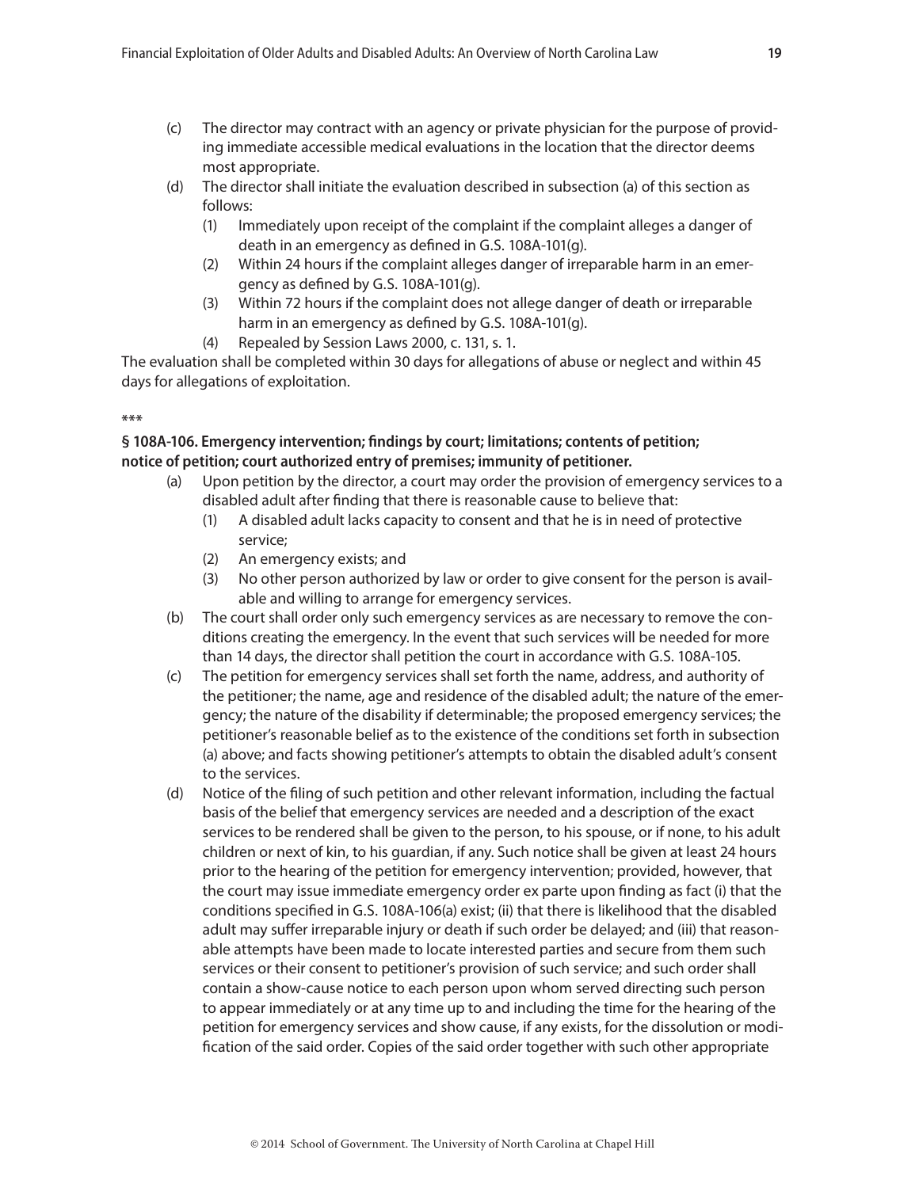(c) The director may contract with an agency or private physician for the purpose of providing immediate accessible medical evaluations in the location that the director deems most appropriate.

(d) The director shall initiate the evaluation described in subsection (a) of this section as follows:

   (1) Immediately upon receipt of the complaint if the complaint alleges a danger of death in an emergency as defined in G.S. 108A-101(g).

   (2) Within 24 hours if the complaint alleges danger of irreparable harm in an emergency as defined by G.S. 108A-101(g).

   (3) Within 72 hours if the complaint does not allege danger of death or irreparable harm in an emergency as defined by G.S. 108A-101(g).

   (4) Repealed by Session Laws 2000, c. 131, s. 1.

The evaluation shall be completed within 30 days for allegations of abuse or neglect and within 45 days for allegations of exploitation.

***

**§ 108A-106. Emergency intervention; findings by court; limitations; contents of petition; notice of petition; court authorized entry of premises; immunity of petitioner.**

(a) Upon petition by the director, a court may order the provision of emergency services to a disabled adult after finding that there is reasonable cause to believe that:

   (1) A disabled adult lacks capacity to consent and that he is in need of protective service;

   (2) An emergency exists; and

   (3) No other person authorized by law or order to give consent for the person is available and willing to arrange for emergency services.

(b) The court shall order only such emergency services as are necessary to remove the conditions creating the emergency. In the event that such services will be needed for more than 14 days, the director shall petition the court in accordance with G.S. 108A-105.

(c) The petition for emergency services shall set forth the name, address, and authority of the petitioner; the name, age and residence of the disabled adult; the nature of the emergency; the nature of the disability if determinable; the proposed emergency services; the petitioner's reasonable belief as to the existence of the conditions set forth in subsection (a) above; and facts showing petitioner's attempts to obtain the disabled adult's consent to the services.

(d) Notice of the filing of such petition and other relevant information, including the factual basis of the belief that emergency services are needed and a description of the exact services to be rendered shall be given to the person, to his spouse, or if none, to his adult children or next of kin, to his guardian, if any. Such notice shall be given at least 24 hours prior to the hearing of the petition for emergency intervention; provided, however, that the court may issue immediate emergency order ex parte upon finding as fact (i) that the conditions specified in G.S. 108A-106(a) exist; (ii) that there is likelihood that the disabled adult may suffer irreparable injury or death if such order be delayed; and (iii) that reasonable attempts have been made to locate interested parties and secure from them such services or their consent to petitioner's provision of such service; and such order shall contain a show-cause notice to each person upon whom served directing such person to appear immediately or at any time up to and including the time for the hearing of the petition for emergency services and show cause, if any exists, for the dissolution or modification of the said order. Copies of the said order together with such other appropriate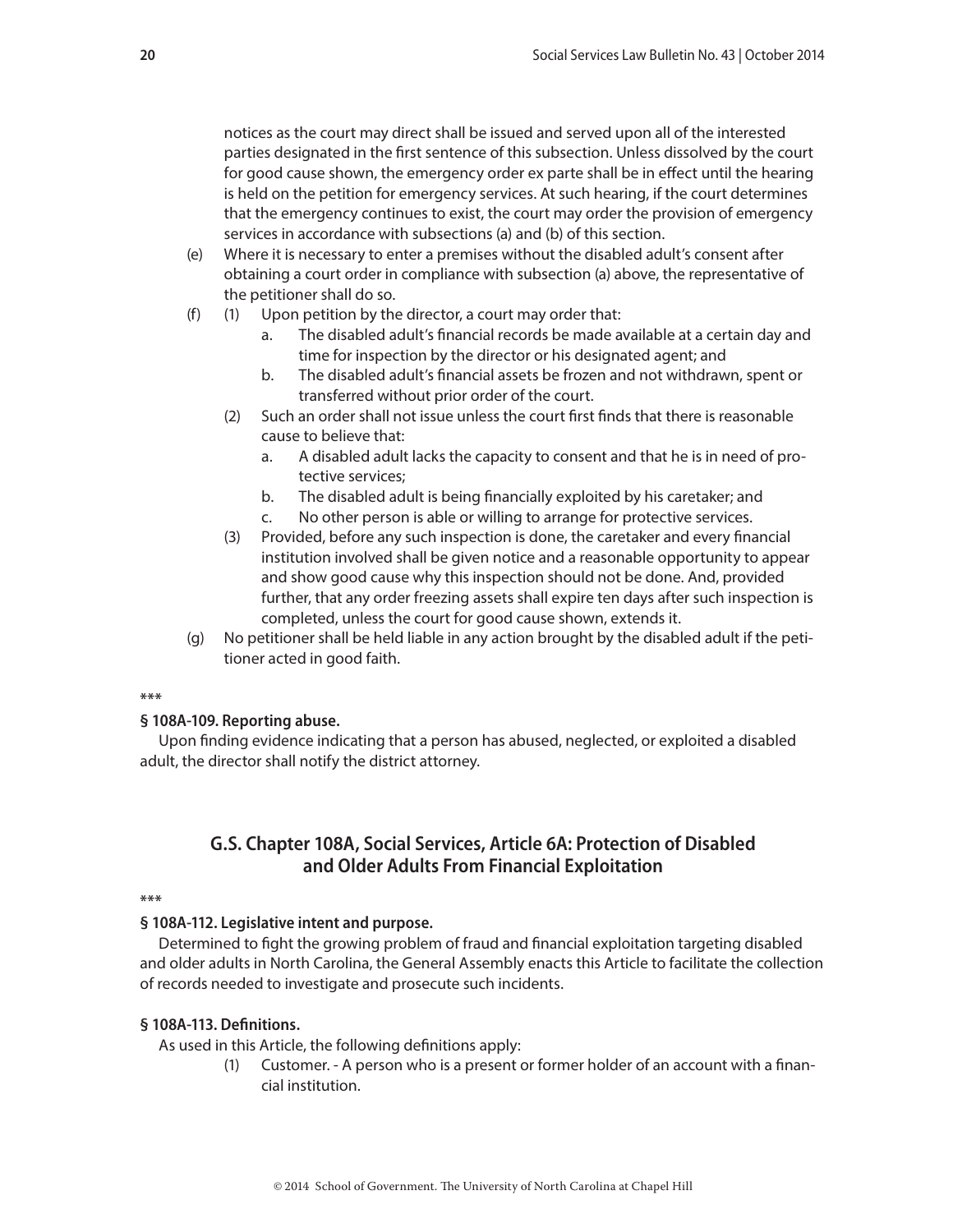notices as the court may direct shall be issued and served upon all of the interested parties designated in the first sentence of this subsection. Unless dissolved by the court for good cause shown, the emergency order ex parte shall be in effect until the hearing is held on the petition for emergency services. At such hearing, if the court determines that the emergency continues to exist, the court may order the provision of emergency services in accordance with subsections (a) and (b) of this section.

(e) Where it is necessary to enter a premises without the disabled adult's consent after obtaining a court order in compliance with subsection (a) above, the representative of the petitioner shall do so.

(f) (1) Upon petition by the director, a court may order that:
    a. The disabled adult's financial records be made available at a certain day and time for inspection by the director or his designated agent; and
    b. The disabled adult's financial assets be frozen and not withdrawn, spent or transferred without prior order of the court.

  (2) Such an order shall not issue unless the court first finds that there is reasonable cause to believe that:
    a. A disabled adult lacks the capacity to consent and that he is in need of protective services;
    b. The disabled adult is being financially exploited by his caretaker; and
    c. No other person is able or willing to arrange for protective services.

  (3) Provided, before any such inspection is done, the caretaker and every financial institution involved shall be given notice and a reasonable opportunity to appear and show good cause why this inspection should not be done. And, provided further, that any order freezing assets shall expire ten days after such inspection is completed, unless the court for good cause shown, extends it.

(g) No petitioner shall be held liable in any action brought by the disabled adult if the petitioner acted in good faith.

***

**§ 108A-109. Reporting abuse.**

Upon finding evidence indicating that a person has abused, neglected, or exploited a disabled adult, the director shall notify the district attorney.

## G.S. Chapter 108A, Social Services, Article 6A: Protection of Disabled and Older Adults From Financial Exploitation

***

**§ 108A-112. Legislative intent and purpose.**

Determined to fight the growing problem of fraud and financial exploitation targeting disabled and older adults in North Carolina, the General Assembly enacts this Article to facilitate the collection of records needed to investigate and prosecute such incidents.

**§ 108A-113. Definitions.**

As used in this Article, the following definitions apply:

(1) Customer. - A person who is a present or former holder of an account with a financial institution.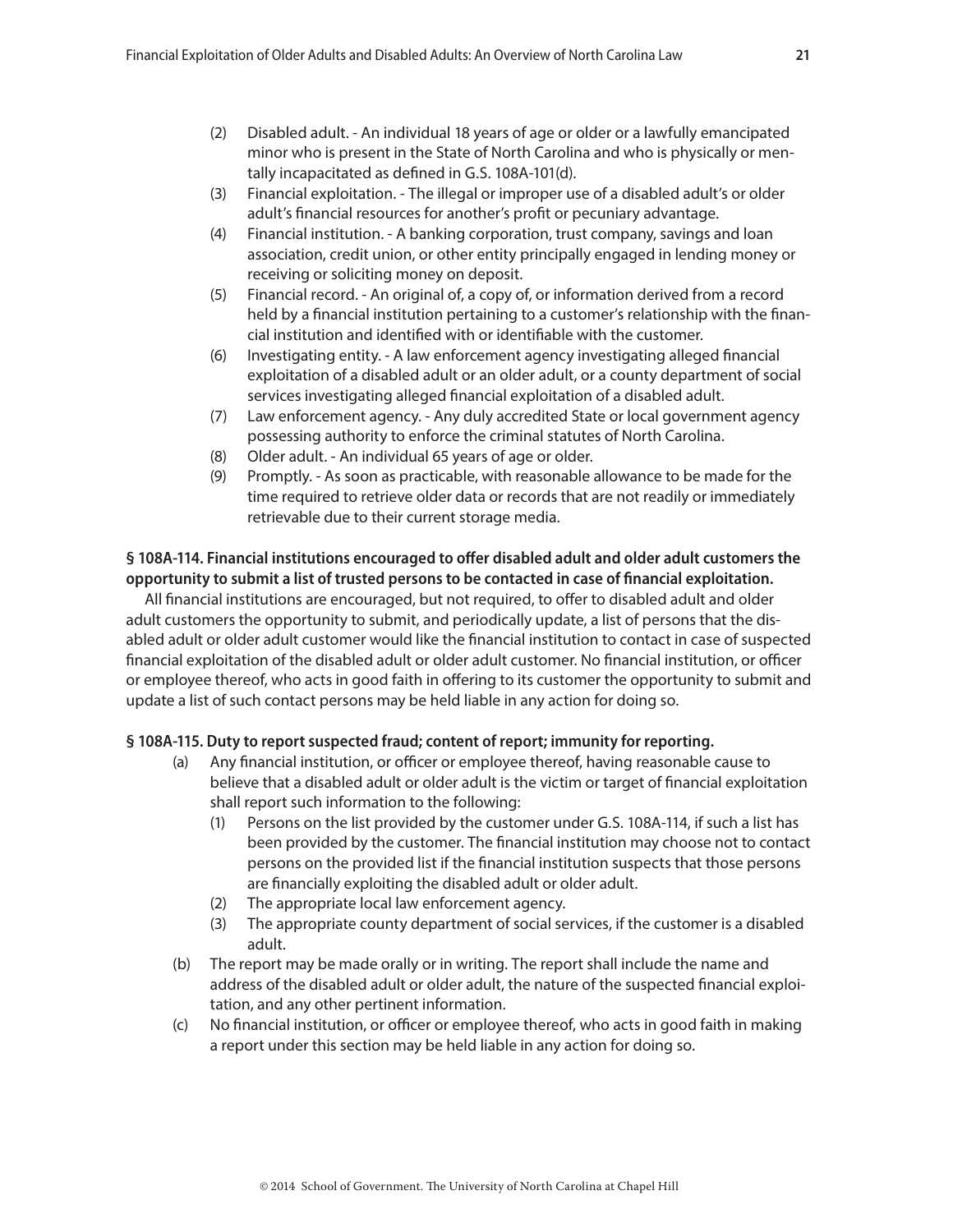(2) Disabled adult. - An individual 18 years of age or older or a lawfully emancipated minor who is present in the State of North Carolina and who is physically or mentally incapacitated as defined in G.S. 108A-101(d).

(3) Financial exploitation. - The illegal or improper use of a disabled adult's or older adult's financial resources for another's profit or pecuniary advantage.

(4) Financial institution. - A banking corporation, trust company, savings and loan association, credit union, or other entity principally engaged in lending money or receiving or soliciting money on deposit.

(5) Financial record. - An original of, a copy of, or information derived from a record held by a financial institution pertaining to a customer's relationship with the financial institution and identified with or identifiable with the customer.

(6) Investigating entity. - A law enforcement agency investigating alleged financial exploitation of a disabled adult or an older adult, or a county department of social services investigating alleged financial exploitation of a disabled adult.

(7) Law enforcement agency. - Any duly accredited State or local government agency possessing authority to enforce the criminal statutes of North Carolina.

(8) Older adult. - An individual 65 years of age or older.

(9) Promptly. - As soon as practicable, with reasonable allowance to be made for the time required to retrieve older data or records that are not readily or immediately retrievable due to their current storage media.

**§ 108A-114. Financial institutions encouraged to offer disabled adult and older adult customers the opportunity to submit a list of trusted persons to be contacted in case of financial exploitation.**

All financial institutions are encouraged, but not required, to offer to disabled adult and older adult customers the opportunity to submit, and periodically update, a list of persons that the disabled adult or older adult customer would like the financial institution to contact in case of suspected financial exploitation of the disabled adult or older adult customer. No financial institution, or officer or employee thereof, who acts in good faith in offering to its customer the opportunity to submit and update a list of such contact persons may be held liable in any action for doing so.

**§ 108A-115. Duty to report suspected fraud; content of report; immunity for reporting.**

(a) Any financial institution, or officer or employee thereof, having reasonable cause to believe that a disabled adult or older adult is the victim or target of financial exploitation shall report such information to the following:

  (1) Persons on the list provided by the customer under G.S. 108A-114, if such a list has been provided by the customer. The financial institution may choose not to contact persons on the provided list if the financial institution suspects that those persons are financially exploiting the disabled adult or older adult.

  (2) The appropriate local law enforcement agency.

  (3) The appropriate county department of social services, if the customer is a disabled adult.

(b) The report may be made orally or in writing. The report shall include the name and address of the disabled adult or older adult, the nature of the suspected financial exploitation, and any other pertinent information.

(c) No financial institution, or officer or employee thereof, who acts in good faith in making a report under this section may be held liable in any action for doing so.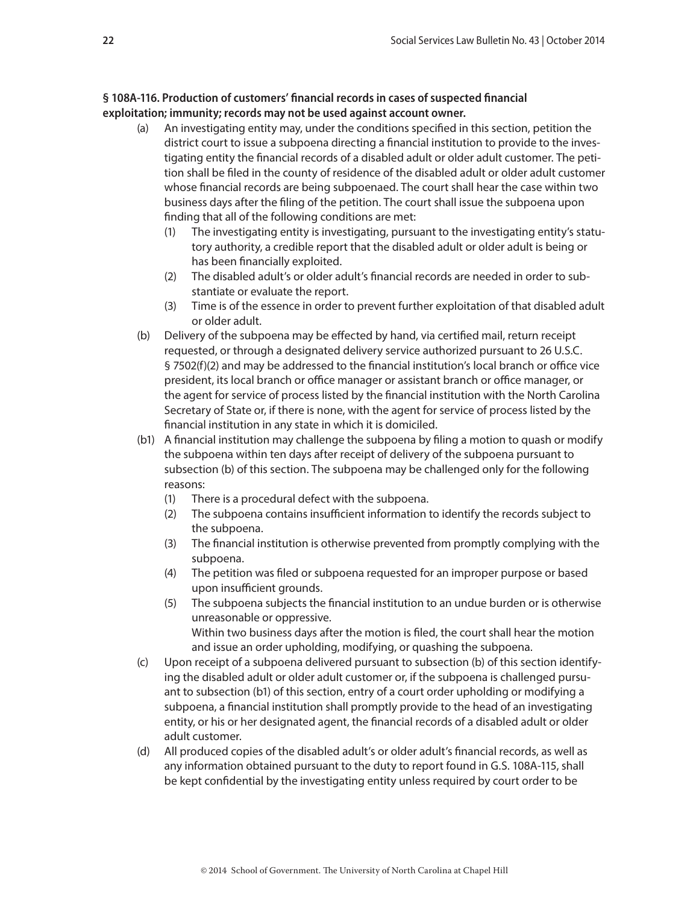**§ 108A-116. Production of customers' financial records in cases of suspected financial exploitation; immunity; records may not be used against account owner.**

(a) An investigating entity may, under the conditions specified in this section, petition the district court to issue a subpoena directing a financial institution to provide to the investigating entity the financial records of a disabled adult or older adult customer. The petition shall be filed in the county of residence of the disabled adult or older adult customer whose financial records are being subpoenaed. The court shall hear the case within two business days after the filing of the petition. The court shall issue the subpoena upon finding that all of the following conditions are met:

   (1) The investigating entity is investigating, pursuant to the investigating entity's statutory authority, a credible report that the disabled adult or older adult is being or has been financially exploited.

   (2) The disabled adult's or older adult's financial records are needed in order to substantiate or evaluate the report.

   (3) Time is of the essence in order to prevent further exploitation of that disabled adult or older adult.

(b) Delivery of the subpoena may be effected by hand, via certified mail, return receipt requested, or through a designated delivery service authorized pursuant to 26 U.S.C. § 7502(f)(2) and may be addressed to the financial institution's local branch or office vice president, its local branch or office manager or assistant branch or office manager, or the agent for service of process listed by the financial institution with the North Carolina Secretary of State or, if there is none, with the agent for service of process listed by the financial institution in any state in which it is domiciled.

(b1) A financial institution may challenge the subpoena by filing a motion to quash or modify the subpoena within ten days after receipt of delivery of the subpoena pursuant to subsection (b) of this section. The subpoena may be challenged only for the following reasons:

   (1) There is a procedural defect with the subpoena.

   (2) The subpoena contains insufficient information to identify the records subject to the subpoena.

   (3) The financial institution is otherwise prevented from promptly complying with the subpoena.

   (4) The petition was filed or subpoena requested for an improper purpose or based upon insufficient grounds.

   (5) The subpoena subjects the financial institution to an undue burden or is otherwise unreasonable or oppressive.

   Within two business days after the motion is filed, the court shall hear the motion and issue an order upholding, modifying, or quashing the subpoena.

(c) Upon receipt of a subpoena delivered pursuant to subsection (b) of this section identifying the disabled adult or older adult customer or, if the subpoena is challenged pursuant to subsection (b1) of this section, entry of a court order upholding or modifying a subpoena, a financial institution shall promptly provide to the head of an investigating entity, or his or her designated agent, the financial records of a disabled adult or older adult customer.

(d) All produced copies of the disabled adult's or older adult's financial records, as well as any information obtained pursuant to the duty to report found in G.S. 108A-115, shall be kept confidential by the investigating entity unless required by court order to be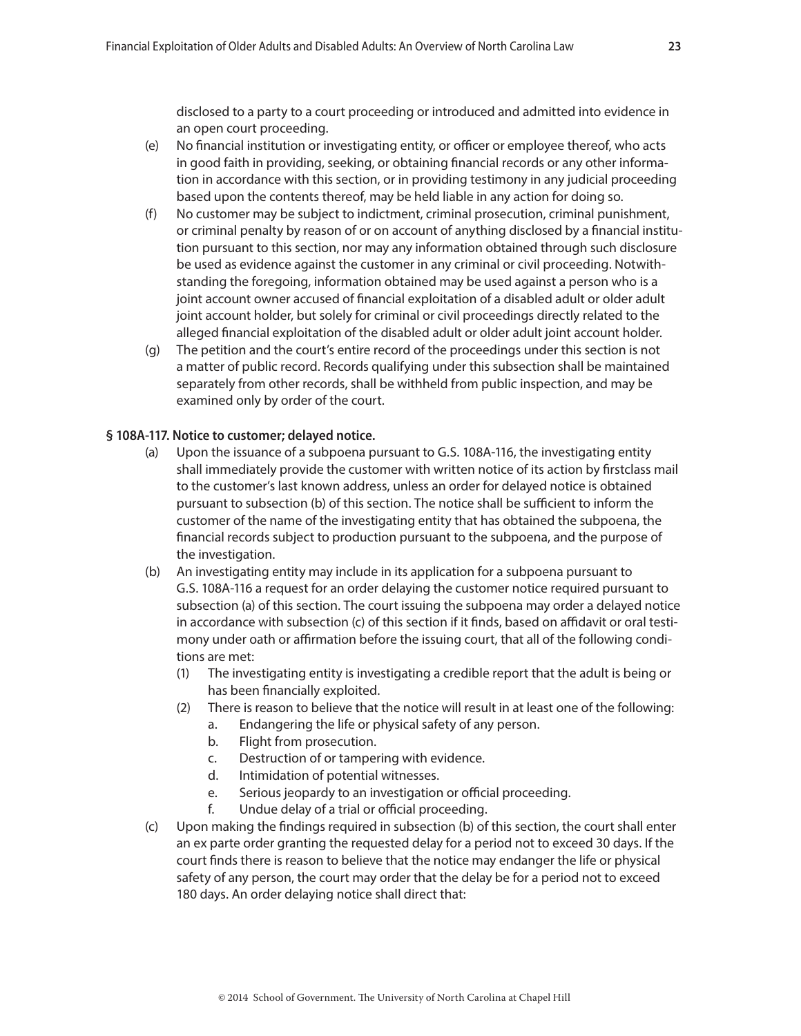disclosed to a party to a court proceeding or introduced and admitted into evidence in an open court proceeding.

(e) No financial institution or investigating entity, or officer or employee thereof, who acts in good faith in providing, seeking, or obtaining financial records or any other information in accordance with this section, or in providing testimony in any judicial proceeding based upon the contents thereof, may be held liable in any action for doing so.

(f) No customer may be subject to indictment, criminal prosecution, criminal punishment, or criminal penalty by reason of or on account of anything disclosed by a financial institution pursuant to this section, nor may any information obtained through such disclosure be used as evidence against the customer in any criminal or civil proceeding. Notwithstanding the foregoing, information obtained may be used against a person who is a joint account owner accused of financial exploitation of a disabled adult or older adult joint account holder, but solely for criminal or civil proceedings directly related to the alleged financial exploitation of the disabled adult or older adult joint account holder.

(g) The petition and the court's entire record of the proceedings under this section is not a matter of public record. Records qualifying under this subsection shall be maintained separately from other records, shall be withheld from public inspection, and may be examined only by order of the court.

**§ 108A-117. Notice to customer; delayed notice.**

(a) Upon the issuance of a subpoena pursuant to G.S. 108A-116, the investigating entity shall immediately provide the customer with written notice of its action by firstclass mail to the customer's last known address, unless an order for delayed notice is obtained pursuant to subsection (b) of this section. The notice shall be sufficient to inform the customer of the name of the investigating entity that has obtained the subpoena, the financial records subject to production pursuant to the subpoena, and the purpose of the investigation.

(b) An investigating entity may include in its application for a subpoena pursuant to G.S. 108A-116 a request for an order delaying the customer notice required pursuant to subsection (a) of this section. The court issuing the subpoena may order a delayed notice in accordance with subsection (c) of this section if it finds, based on affidavit or oral testimony under oath or affirmation before the issuing court, that all of the following conditions are met:

   (1) The investigating entity is investigating a credible report that the adult is being or has been financially exploited.

   (2) There is reason to believe that the notice will result in at least one of the following:

      a. Endangering the life or physical safety of any person.

      b. Flight from prosecution.

      c. Destruction of or tampering with evidence.

      d. Intimidation of potential witnesses.

      e. Serious jeopardy to an investigation or official proceeding.

      f. Undue delay of a trial or official proceeding.

(c) Upon making the findings required in subsection (b) of this section, the court shall enter an ex parte order granting the requested delay for a period not to exceed 30 days. If the court finds there is reason to believe that the notice may endanger the life or physical safety of any person, the court may order that the delay be for a period not to exceed 180 days. An order delaying notice shall direct that: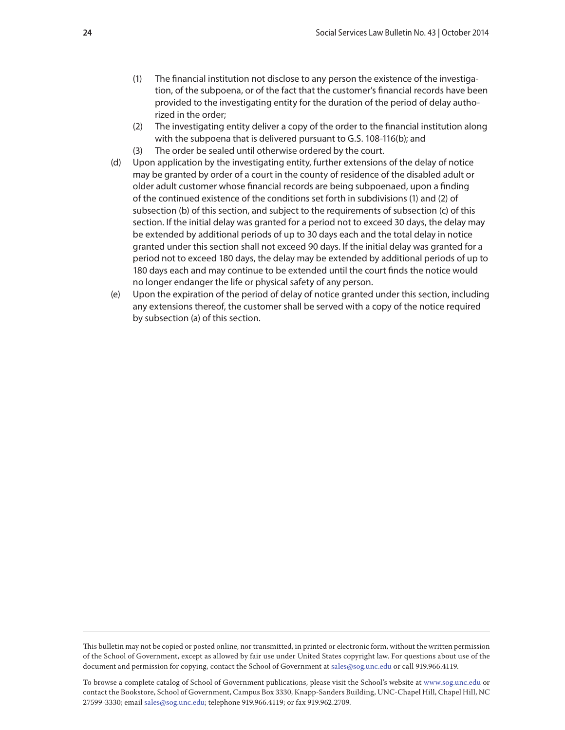(1) The financial institution not disclose to any person the existence of the investigation, of the subpoena, or of the fact that the customer's financial records have been provided to the investigating entity for the duration of the period of delay authorized in the order;

(2) The investigating entity deliver a copy of the order to the financial institution along with the subpoena that is delivered pursuant to G.S. 108-116(b); and

(3) The order be sealed until otherwise ordered by the court.

(d) Upon application by the investigating entity, further extensions of the delay of notice may be granted by order of a court in the county of residence of the disabled adult or older adult customer whose financial records are being subpoenaed, upon a finding of the continued existence of the conditions set forth in subdivisions (1) and (2) of subsection (b) of this section, and subject to the requirements of subsection (c) of this section. If the initial delay was granted for a period not to exceed 30 days, the delay may be extended by additional periods of up to 30 days each and the total delay in notice granted under this section shall not exceed 90 days. If the initial delay was granted for a period not to exceed 180 days, the delay may be extended by additional periods of up to 180 days each and may continue to be extended until the court finds the notice would no longer endanger the life or physical safety of any person.

(e) Upon the expiration of the period of delay of notice granted under this section, including any extensions thereof, the customer shall be served with a copy of the notice required by subsection (a) of this section.

---

This bulletin may not be copied or posted online, nor transmitted, in printed or electronic form, without the written permission of the School of Government, except as allowed by fair use under United States copyright law. For questions about use of the document and permission for copying, contact the School of Government at sales@sog.unc.edu or call 919.966.4119.

To browse a complete catalog of School of Government publications, please visit the School's website at www.sog.unc.edu or contact the Bookstore, School of Government, Campus Box 3330, Knapp-Sanders Building, UNC-Chapel Hill, Chapel Hill, NC 27599-3330; email sales@sog.unc.edu; telephone 919.966.4119; or fax 919.962.2709.